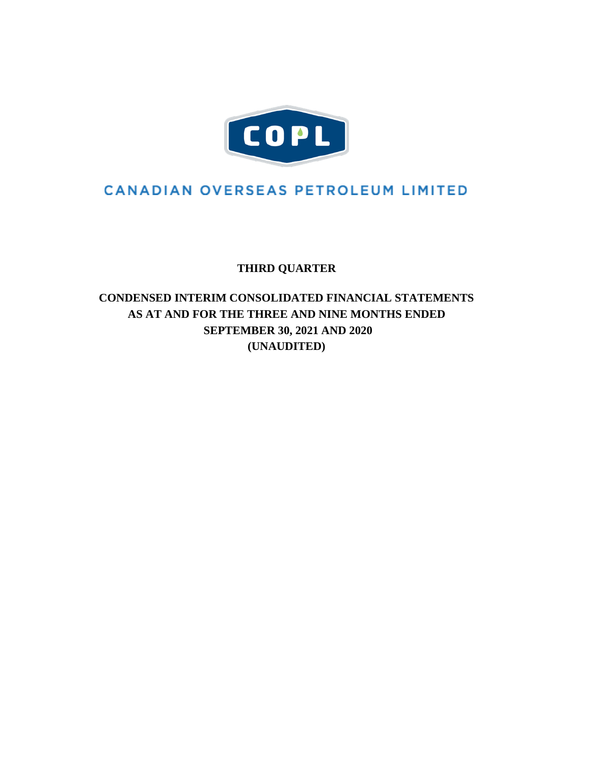COPL

CANADIAN OVERSEAS PETROLEUM LIMITED

**THIRD QUARTER**

**CONDENSED INTERIM CONSOLIDATED FINANCIAL STATEMENTS**
**AS AT AND FOR THE THREE AND NINE MONTHS ENDED**
**SEPTEMBER 30, 2021 AND 2020**
**(UNAUDITED)**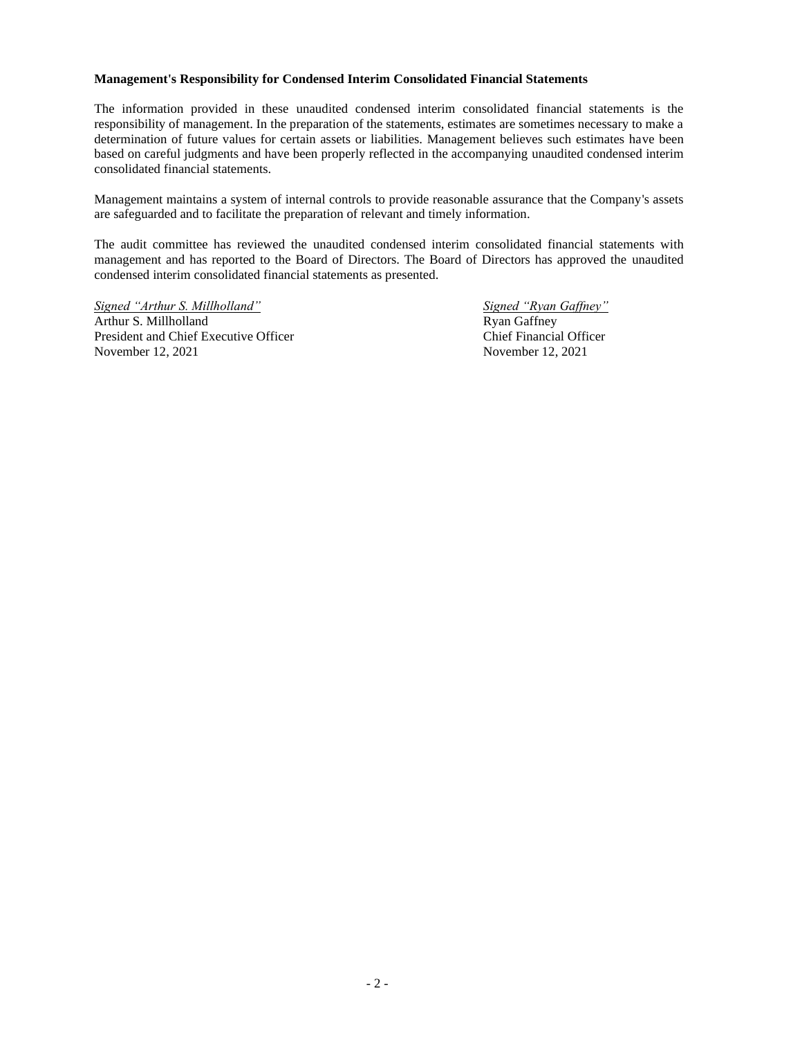**Management's Responsibility for Condensed Interim Consolidated Financial Statements**

The information provided in these unaudited condensed interim consolidated financial statements is the responsibility of management. In the preparation of the statements, estimates are sometimes necessary to make a determination of future values for certain assets or liabilities. Management believes such estimates have been based on careful judgments and have been properly reflected in the accompanying unaudited condensed interim consolidated financial statements.

Management maintains a system of internal controls to provide reasonable assurance that the Company's assets are safeguarded and to facilitate the preparation of relevant and timely information.

The audit committee has reviewed the unaudited condensed interim consolidated financial statements with management and has reported to the Board of Directors. The Board of Directors has approved the unaudited condensed interim consolidated financial statements as presented.

*Signed "Arthur S. Millholland"*
Arthur S. Millholland
President and Chief Executive Officer
November 12, 2021

*Signed "Ryan Gaffney"*
Ryan Gaffney
Chief Financial Officer
November 12, 2021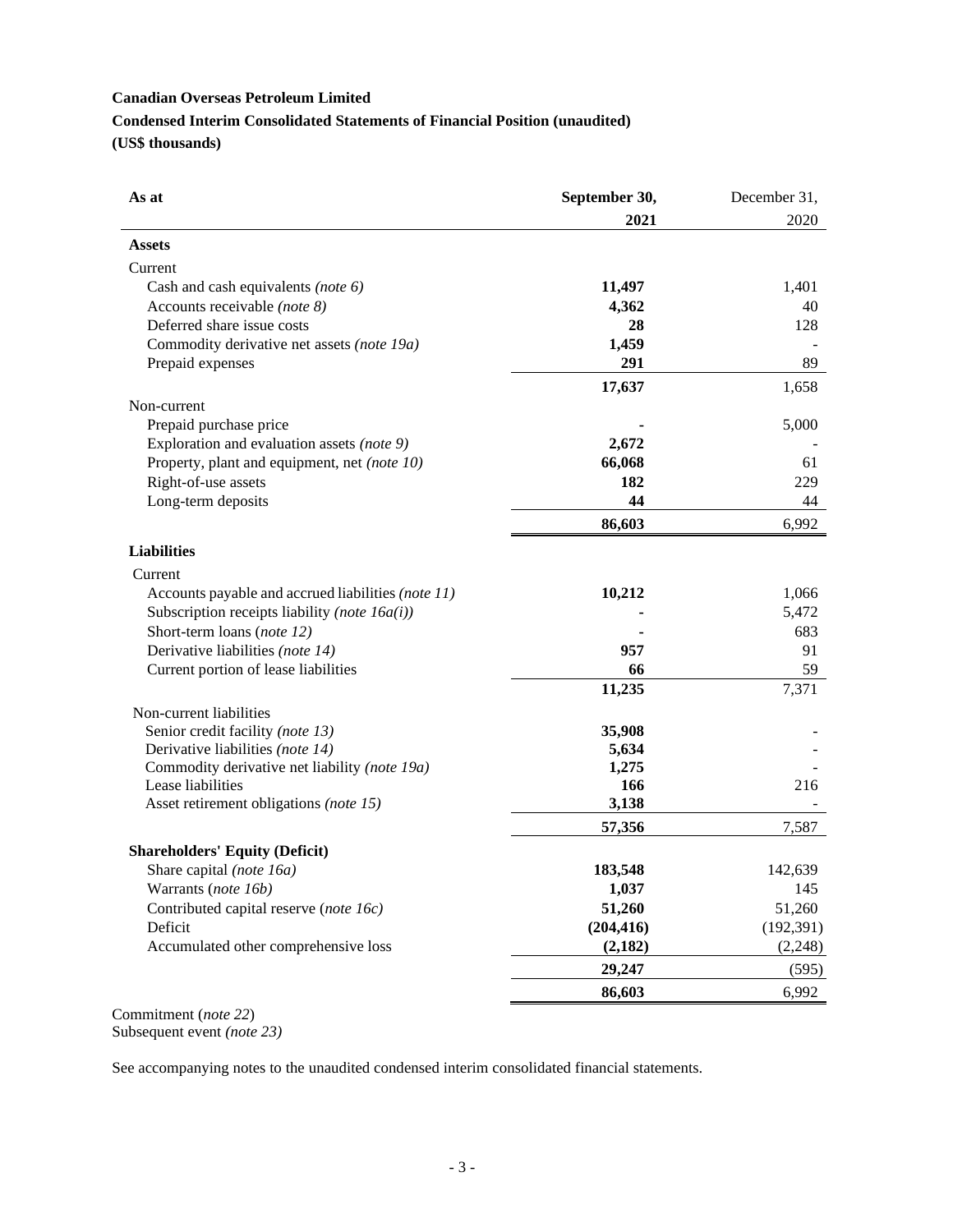**Canadian Overseas Petroleum Limited**

**Condensed Interim Consolidated Statements of Financial Position (unaudited)**

**(US$ thousands)**

| **As at** | **September 30, 2021** | December 31, 2020 |
|---|---|---|
| **Assets** | | |
| Current | | |
| Cash and cash equivalents *(note 6)* | **11,497** | 1,401 |
| Accounts receivable *(note 8)* | **4,362** | 40 |
| Deferred share issue costs | **28** | 128 |
| Commodity derivative net assets *(note 19a)* | **1,459** | - |
| Prepaid expenses | **291** | 89 |
| | **17,637** | 1,658 |
| Non-current | | |
| Prepaid purchase price | **-** | 5,000 |
| Exploration and evaluation assets *(note 9)* | **2,672** | - |
| Property, plant and equipment, net *(note 10)* | **66,068** | 61 |
| Right-of-use assets | **182** | 229 |
| Long-term deposits | **44** | 44 |
| | **86,603** | 6,992 |
| **Liabilities** | | |
| Current | | |
| Accounts payable and accrued liabilities *(note 11)* | **10,212** | 1,066 |
| Subscription receipts liability *(note 16a(i))* | **-** | 5,472 |
| Short-term loans (*note 12)* | **-** | 683 |
| Derivative liabilities *(note 14)* | **957** | 91 |
| Current portion of lease liabilities | **66** | 59 |
| | **11,235** | 7,371 |
| Non-current liabilities | | |
| Senior credit facility *(note 13)* | **35,908** | - |
| Derivative liabilities *(note 14)* | **5,634** | - |
| Commodity derivative net liability *(note 19a)* | **1,275** | - |
| Lease liabilities | **166** | 216 |
| Asset retirement obligations *(note 15)* | **3,138** | - |
| | **57,356** | 7,587 |
| **Shareholders' Equity (Deficit)** | | |
| Share capital *(note 16a)* | **183,548** | 142,639 |
| Warrants (*note 16b)* | **1,037** | 145 |
| Contributed capital reserve (*note 16c)* | **51,260** | 51,260 |
| Deficit | **(204,416)** | (192,391) |
| Accumulated other comprehensive loss | **(2,182)** | (2,248) |
| | **29,247** | (595) |
| | **86,603** | 6,992 |

Commitment (*note 22*)
Subsequent event *(note 23)*

See accompanying notes to the unaudited condensed interim consolidated financial statements.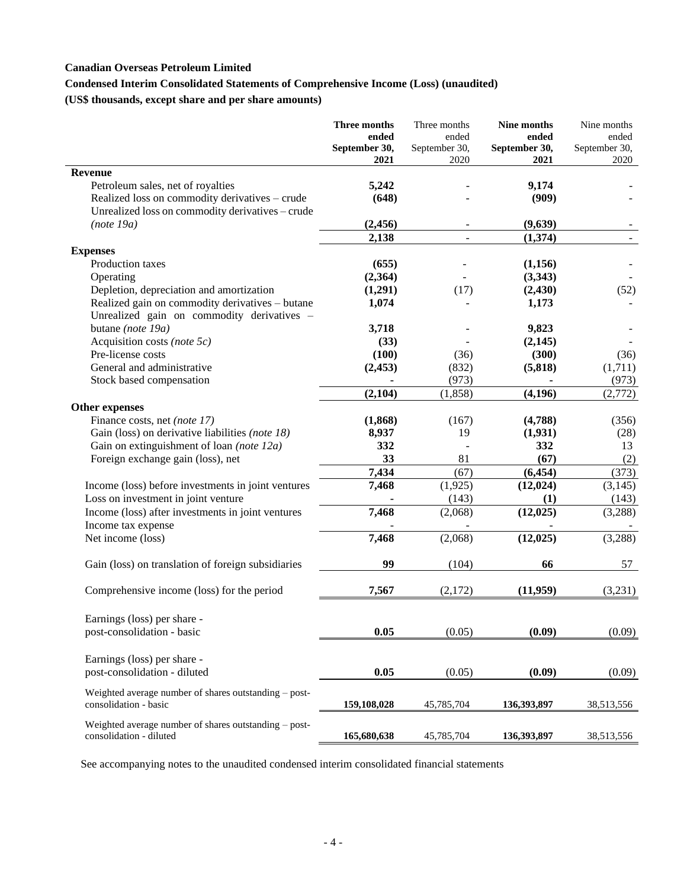**Canadian Overseas Petroleum Limited**

**Condensed Interim Consolidated Statements of Comprehensive Income (Loss) (unaudited)**

**(US$ thousands, except share and per share amounts)**

| | **Three months ended September 30, 2021** | Three months ended September 30, 2020 | **Nine months ended September 30, 2021** | Nine months ended September 30, 2020 |
|---|---|---|---|---|
| **Revenue** | | | | |
| Petroleum sales, net of royalties | **5,242** | - | **9,174** | - |
| Realized loss on commodity derivatives – crude | **(648)** | - | **(909)** | - |
| Unrealized loss on commodity derivatives – crude *(note 19a)* | **(2,456)** | - | **(9,639)** | - |
| | **2,138** | - | **(1,374)** | - |
| **Expenses** | | | | |
| Production taxes | **(655)** | - | **(1,156)** | - |
| Operating | **(2,364)** | - | **(3,343)** | - |
| Depletion, depreciation and amortization | **(1,291)** | (17) | **(2,430)** | (52) |
| Realized gain on commodity derivatives – butane | **1,074** | - | **1,173** | - |
| Unrealized gain on commodity derivatives – butane *(note 19a)* | **3,718** | - | **9,823** | - |
| Acquisition costs *(note 5c)* | **(33)** | - | **(2,145)** | - |
| Pre-license costs | **(100)** | (36) | **(300)** | (36) |
| General and administrative | **(2,453)** | (832) | **(5,818)** | (1,711) |
| Stock based compensation | **-** | (973) | **-** | (973) |
| | **(2,104)** | (1,858) | **(4,196)** | (2,772) |
| **Other expenses** | | | | |
| Finance costs, net *(note 17)* | **(1,868)** | (167) | **(4,788)** | (356) |
| Gain (loss) on derivative liabilities *(note 18)* | **8,937** | 19 | **(1,931)** | (28) |
| Gain on extinguishment of loan *(note 12a)* | **332** | - | **332** | 13 |
| Foreign exchange gain (loss), net | **33** | 81 | **(67)** | (2) |
| | **7,434** | (67) | **(6,454)** | (373) |
| Income (loss) before investments in joint ventures | **7,468** | (1,925) | **(12,024)** | (3,145) |
| Loss on investment in joint venture | **-** | (143) | **(1)** | (143) |
| Income (loss) after investments in joint ventures | **7,468** | (2,068) | **(12,025)** | (3,288) |
| Income tax expense | **-** | - | **-** | - |
| Net income (loss) | **7,468** | (2,068) | **(12,025)** | (3,288) |
| Gain (loss) on translation of foreign subsidiaries | **99** | (104) | **66** | 57 |
| Comprehensive income (loss) for the period | **7,567** | (2,172) | **(11,959)** | (3,231) |
| Earnings (loss) per share - post-consolidation - basic | **0.05** | (0.05) | **(0.09)** | (0.09) |
| Earnings (loss) per share - post-consolidation - diluted | **0.05** | (0.05) | **(0.09)** | (0.09) |
| Weighted average number of shares outstanding – post-consolidation - basic | **159,108,028** | 45,785,704 | **136,393,897** | 38,513,556 |
| Weighted average number of shares outstanding – post-consolidation - diluted | **165,680,638** | 45,785,704 | **136,393,897** | 38,513,556 |

See accompanying notes to the unaudited condensed interim consolidated financial statements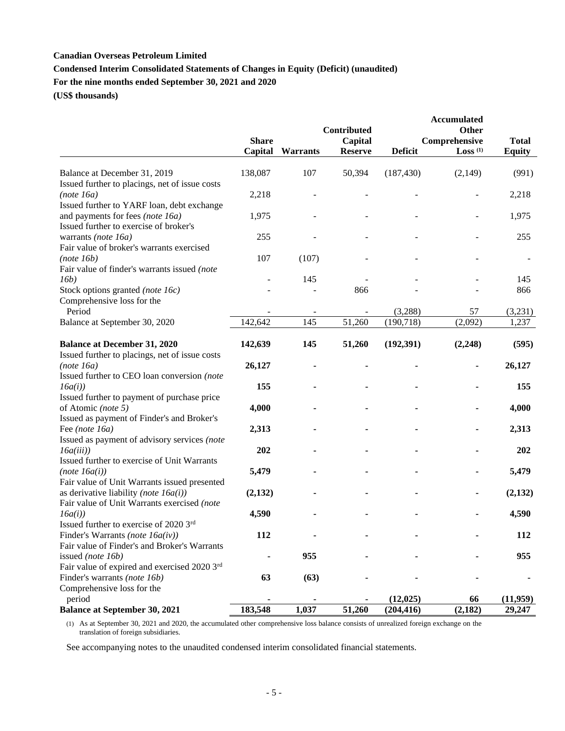**Canadian Overseas Petroleum Limited**

**Condensed Interim Consolidated Statements of Changes in Equity (Deficit) (unaudited)**

**For the nine months ended September 30, 2021 and 2020**

**(US$ thousands)**

| | Share Capital | Warrants | Contributed Capital Reserve | Deficit | Accumulated Other Comprehensive Loss [(1)] | Total Equity |
|---|---|---|---|---|---|---|
| Balance at December 31, 2019 | 138,087 | 107 | 50,394 | (187,430) | (2,149) | (991) |
| Issued further to placings, net of issue costs *(note 16a)* | 2,218 | - | - | - | - | 2,218 |
| Issued further to YARF loan, debt exchange and payments for fees *(note 16a)* | 1,975 | - | - | - | - | 1,975 |
| Issued further to exercise of broker's warrants *(note 16a)* | 255 | - | - | - | - | 255 |
| Fair value of broker's warrants exercised *(note 16b)* | 107 | (107) | - | - | - | - |
| Fair value of finder's warrants issued *(note 16b)* | - | 145 | - | - | - | 145 |
| Stock options granted *(note 16c)* | - | - | 866 | - | - | 866 |
| Comprehensive loss for the Period | - | - | - | (3,288) | 57 | (3,231) |
| Balance at September 30, 2020 | 142,642 | 145 | 51,260 | (190,718) | (2,092) | 1,237 |
| **Balance at December 31, 2020** | **142,639** | **145** | **51,260** | **(192,391)** | **(2,248)** | **(595)** |
| Issued further to placings, net of issue costs *(note 16a)* | **26,127** | **-** | **-** | **-** | **-** | **26,127** |
| Issued further to CEO loan conversion *(note 16a(i))* | **155** | **-** | **-** | **-** | **-** | **155** |
| Issued further to payment of purchase price of Atomic *(note 5)* | **4,000** | **-** | **-** | **-** | **-** | **4,000** |
| Issued as payment of Finder's and Broker's Fee *(note 16a)* | **2,313** | **-** | **-** | **-** | **-** | **2,313** |
| Issued as payment of advisory services *(note 16a(iii))* | **202** | **-** | **-** | **-** | **-** | **202** |
| Issued further to exercise of Unit Warrants *(note 16a(i))* | **5,479** | **-** | **-** | **-** | **-** | **5,479** |
| Fair value of Unit Warrants issued presented as derivative liability *(note 16a(i))* | **(2,132)** | **-** | **-** | **-** | **-** | **(2,132)** |
| Fair value of Unit Warrants exercised *(note 16a(i))* | **4,590** | **-** | **-** | **-** | **-** | **4,590** |
| Issued further to exercise of 2020 3rd Finder's Warrants *(note 16a(iv))* | **112** | **-** | **-** | **-** | **-** | **112** |
| Fair value of Finder's and Broker's Warrants issued *(note 16b)* | **-** | **955** | **-** | **-** | **-** | **955** |
| Fair value of expired and exercised 2020 3rd Finder's warrants *(note 16b)* | **63** | **(63)** | **-** | **-** | **-** | **-** |
| Comprehensive loss for the period | **-** | **-** | **-** | **(12,025)** | **66** | **(11,959)** |
| **Balance at September 30, 2021** | **183,548** | **1,037** | **51,260** | **(204,416)** | **(2,182)** | **29,247** |

(1) As at September 30, 2021 and 2020, the accumulated other comprehensive loss balance consists of unrealized foreign exchange on the translation of foreign subsidiaries.

See accompanying notes to the unaudited condensed interim consolidated financial statements.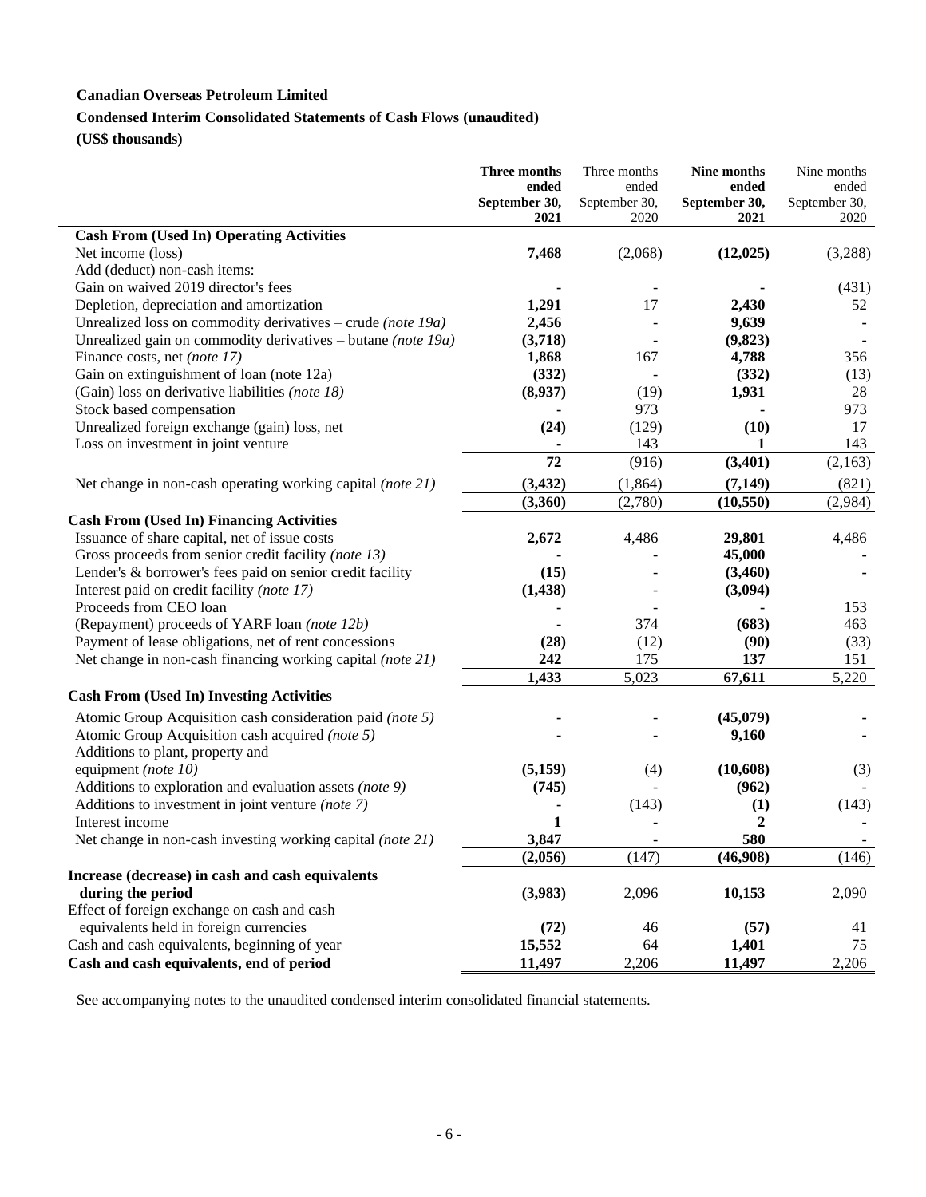**Canadian Overseas Petroleum Limited**

**Condensed Interim Consolidated Statements of Cash Flows (unaudited)**

**(US$ thousands)**

| | **Three months ended September 30, 2021** | Three months ended September 30, 2020 | **Nine months ended September 30, 2021** | Nine months ended September 30, 2020 |
|---|---|---|---|---|
| **Cash From (Used In) Operating Activities** | | | | |
| Net income (loss) | **7,468** | (2,068) | **(12,025)** | (3,288) |
| Add (deduct) non-cash items: | | | | |
| Gain on waived 2019 director's fees | **-** | - | **-** | (431) |
| Depletion, depreciation and amortization | **1,291** | 17 | **2,430** | 52 |
| Unrealized loss on commodity derivatives – crude *(note 19a)* | **2,456** | - | **9,639** | **-** |
| Unrealized gain on commodity derivatives – butane *(note 19a)* | **(3,718)** | - | **(9,823)** | **-** |
| Finance costs, net *(note 17)* | **1,868** | 167 | **4,788** | 356 |
| Gain on extinguishment of loan (note 12a) | **(332)** | - | **(332)** | (13) |
| (Gain) loss on derivative liabilities *(note 18)* | **(8,937)** | (19) | **1,931** | 28 |
| Stock based compensation | **-** | 973 | **-** | 973 |
| Unrealized foreign exchange (gain) loss, net | **(24)** | (129) | **(10)** | 17 |
| Loss on investment in joint venture | **-** | 143 | **1** | 143 |
| | **72** | (916) | **(3,401)** | (2,163) |
| Net change in non-cash operating working capital *(note 21)* | **(3,432)** | (1,864) | **(7,149)** | (821) |
| | **(3,360)** | (2,780) | **(10,550)** | (2,984) |
| **Cash From (Used In) Financing Activities** | | | | |
| Issuance of share capital, net of issue costs | **2,672** | 4,486 | **29,801** | 4,486 |
| Gross proceeds from senior credit facility *(note 13)* | **-** | - | **45,000** | **-** |
| Lender's & borrower's fees paid on senior credit facility | **(15)** | - | **(3,460)** | **-** |
| Interest paid on credit facility *(note 17)* | **(1,438)** | - | **(3,094)** | |
| Proceeds from CEO loan | **-** | - | **-** | 153 |
| (Repayment) proceeds of YARF loan *(note 12b)* | **-** | 374 | **(683)** | 463 |
| Payment of lease obligations, net of rent concessions | **(28)** | (12) | **(90)** | (33) |
| Net change in non-cash financing working capital *(note 21)* | **242** | 175 | **137** | 151 |
| | **1,433** | 5,023 | **67,611** | 5,220 |
| **Cash From (Used In) Investing Activities** | | | | |
| Atomic Group Acquisition cash consideration paid *(note 5)* | **-** | - | **(45,079)** | **-** |
| Atomic Group Acquisition cash acquired *(note 5)* | **-** | - | **9,160** | **-** |
| Additions to plant, property and equipment *(note 10)* | **(5,159)** | (4) | **(10,608)** | (3) |
| Additions to exploration and evaluation assets *(note 9)* | **(745)** | - | **(962)** | - |
| Additions to investment in joint venture *(note 7)* | **-** | (143) | **(1)** | (143) |
| Interest income | **1** | - | **2** | - |
| Net change in non-cash investing working capital *(note 21)* | **3,847** | - | **580** | - |
| | **(2,056)** | (147) | **(46,908)** | (146) |
| **Increase (decrease) in cash and cash equivalents during the period** | **(3,983)** | 2,096 | **10,153** | 2,090 |
| Effect of foreign exchange on cash and cash equivalents held in foreign currencies | **(72)** | 46 | **(57)** | 41 |
| Cash and cash equivalents, beginning of year | **15,552** | 64 | **1,401** | 75 |
| **Cash and cash equivalents, end of period** | **11,497** | 2,206 | **11,497** | 2,206 |

See accompanying notes to the unaudited condensed interim consolidated financial statements.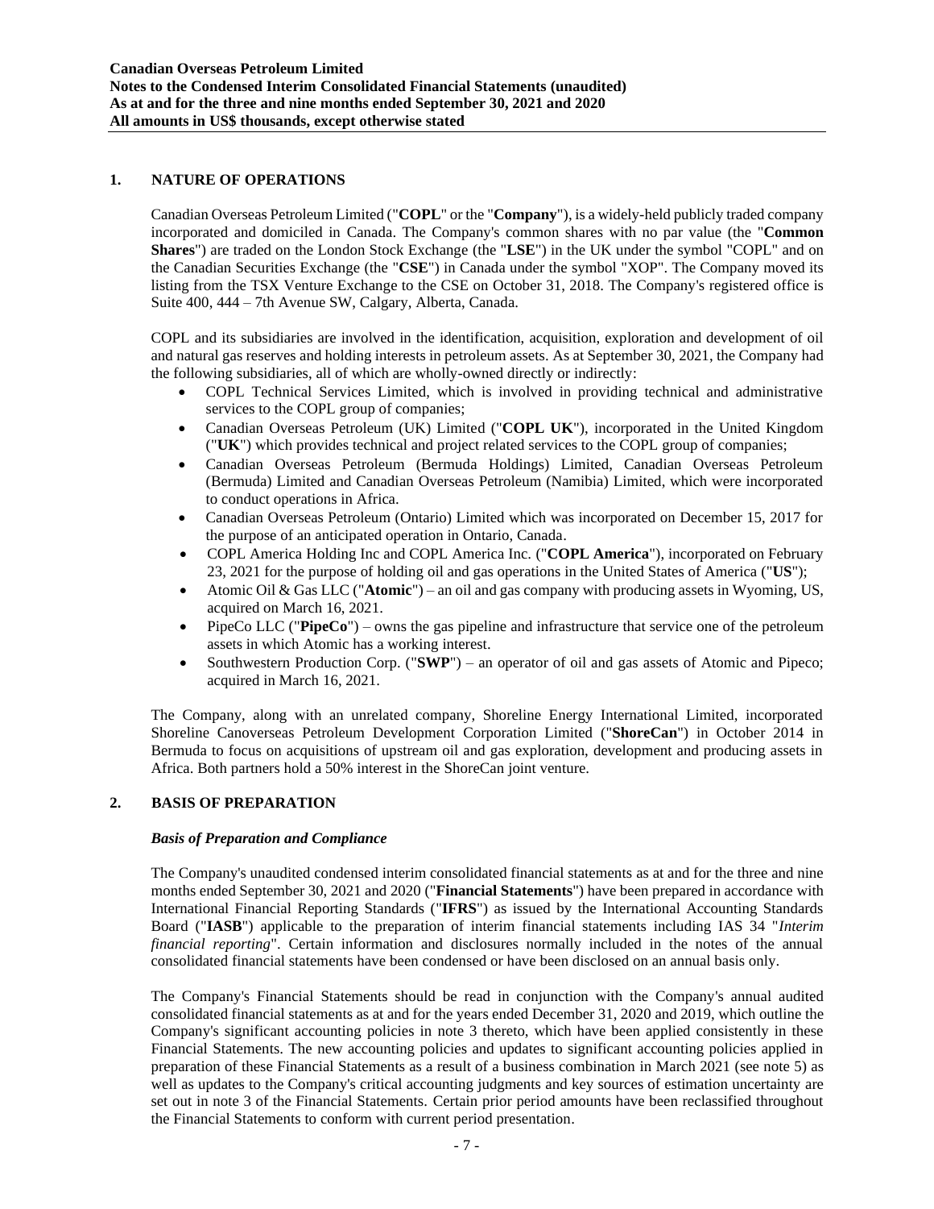## 1. NATURE OF OPERATIONS

Canadian Overseas Petroleum Limited ("**COPL**" or the "**Company**"), is a widely-held publicly traded company incorporated and domiciled in Canada. The Company's common shares with no par value (the "**Common Shares**") are traded on the London Stock Exchange (the "**LSE**") in the UK under the symbol "COPL" and on the Canadian Securities Exchange (the "**CSE**") in Canada under the symbol "XOP". The Company moved its listing from the TSX Venture Exchange to the CSE on October 31, 2018. The Company's registered office is Suite 400, 444 – 7th Avenue SW, Calgary, Alberta, Canada.

COPL and its subsidiaries are involved in the identification, acquisition, exploration and development of oil and natural gas reserves and holding interests in petroleum assets. As at September 30, 2021, the Company had the following subsidiaries, all of which are wholly-owned directly or indirectly:

- COPL Technical Services Limited, which is involved in providing technical and administrative services to the COPL group of companies;
- Canadian Overseas Petroleum (UK) Limited ("**COPL UK**"), incorporated in the United Kingdom ("**UK**") which provides technical and project related services to the COPL group of companies;
- Canadian Overseas Petroleum (Bermuda Holdings) Limited, Canadian Overseas Petroleum (Bermuda) Limited and Canadian Overseas Petroleum (Namibia) Limited, which were incorporated to conduct operations in Africa.
- Canadian Overseas Petroleum (Ontario) Limited which was incorporated on December 15, 2017 for the purpose of an anticipated operation in Ontario, Canada.
- COPL America Holding Inc and COPL America Inc. ("**COPL America**"), incorporated on February 23, 2021 for the purpose of holding oil and gas operations in the United States of America ("**US**");
- Atomic Oil & Gas LLC ("**Atomic**") – an oil and gas company with producing assets in Wyoming, US, acquired on March 16, 2021.
- PipeCo LLC ("**PipeCo**") – owns the gas pipeline and infrastructure that service one of the petroleum assets in which Atomic has a working interest.
- Southwestern Production Corp. ("**SWP**") – an operator of oil and gas assets of Atomic and Pipeco; acquired in March 16, 2021.

The Company, along with an unrelated company, Shoreline Energy International Limited, incorporated Shoreline Canoverseas Petroleum Development Corporation Limited ("**ShoreCan**") in October 2014 in Bermuda to focus on acquisitions of upstream oil and gas exploration, development and producing assets in Africa. Both partners hold a 50% interest in the ShoreCan joint venture.

## 2. BASIS OF PREPARATION

### *Basis of Preparation and Compliance*

The Company's unaudited condensed interim consolidated financial statements as at and for the three and nine months ended September 30, 2021 and 2020 ("**Financial Statements**") have been prepared in accordance with International Financial Reporting Standards ("**IFRS**") as issued by the International Accounting Standards Board ("**IASB**") applicable to the preparation of interim financial statements including IAS 34 "*Interim financial reporting*". Certain information and disclosures normally included in the notes of the annual consolidated financial statements have been condensed or have been disclosed on an annual basis only.

The Company's Financial Statements should be read in conjunction with the Company's annual audited consolidated financial statements as at and for the years ended December 31, 2020 and 2019, which outline the Company's significant accounting policies in note 3 thereto, which have been applied consistently in these Financial Statements. The new accounting policies and updates to significant accounting policies applied in preparation of these Financial Statements as a result of a business combination in March 2021 (see note 5) as well as updates to the Company's critical accounting judgments and key sources of estimation uncertainty are set out in note 3 of the Financial Statements. Certain prior period amounts have been reclassified throughout the Financial Statements to conform with current period presentation.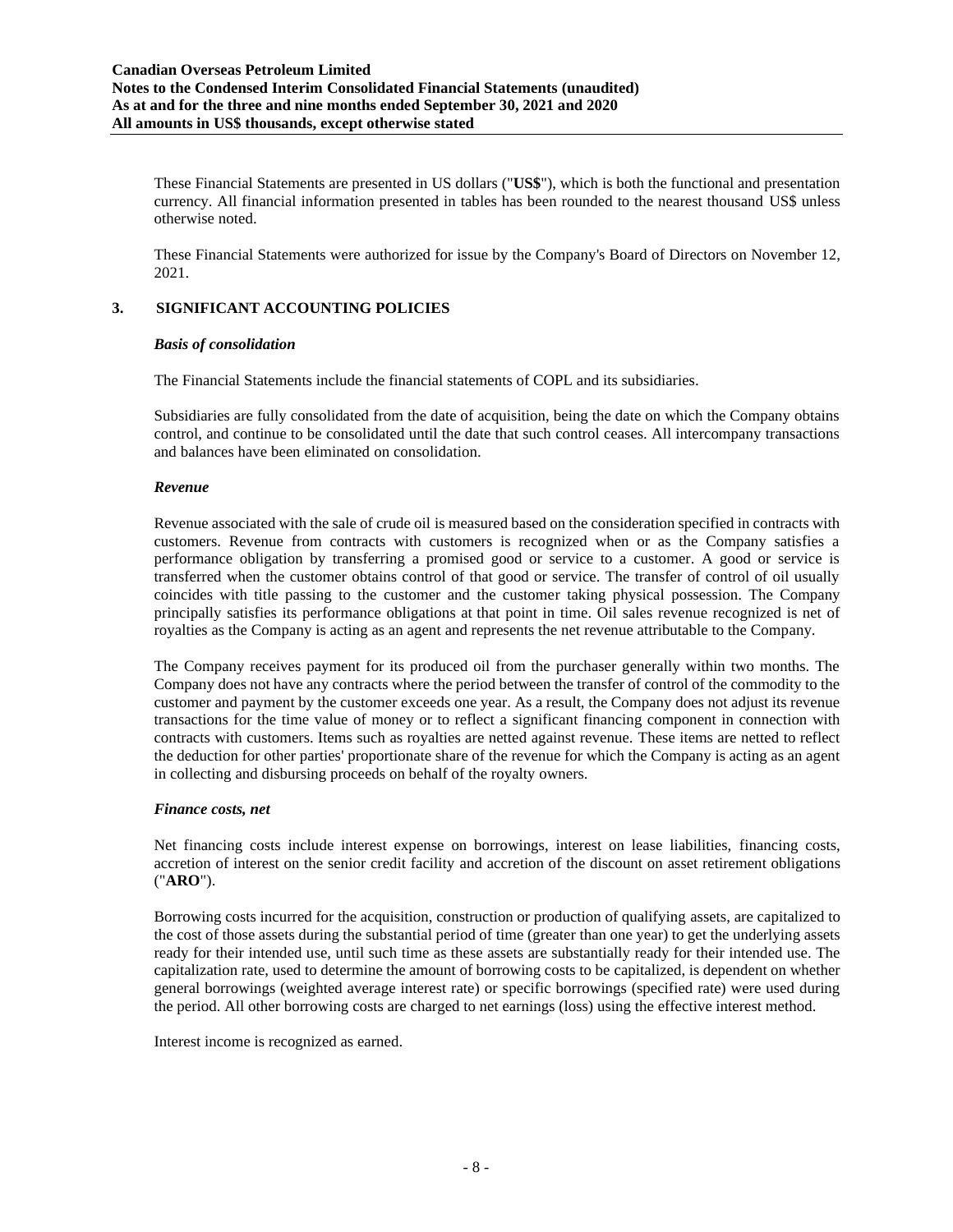These Financial Statements are presented in US dollars ("**US$**"), which is both the functional and presentation currency. All financial information presented in tables has been rounded to the nearest thousand US$ unless otherwise noted.

These Financial Statements were authorized for issue by the Company's Board of Directors on November 12, 2021.

## 3. SIGNIFICANT ACCOUNTING POLICIES

***Basis of consolidation***

The Financial Statements include the financial statements of COPL and its subsidiaries.

Subsidiaries are fully consolidated from the date of acquisition, being the date on which the Company obtains control, and continue to be consolidated until the date that such control ceases. All intercompany transactions and balances have been eliminated on consolidation.

***Revenue***

Revenue associated with the sale of crude oil is measured based on the consideration specified in contracts with customers. Revenue from contracts with customers is recognized when or as the Company satisfies a performance obligation by transferring a promised good or service to a customer. A good or service is transferred when the customer obtains control of that good or service. The transfer of control of oil usually coincides with title passing to the customer and the customer taking physical possession. The Company principally satisfies its performance obligations at that point in time. Oil sales revenue recognized is net of royalties as the Company is acting as an agent and represents the net revenue attributable to the Company.

The Company receives payment for its produced oil from the purchaser generally within two months. The Company does not have any contracts where the period between the transfer of control of the commodity to the customer and payment by the customer exceeds one year. As a result, the Company does not adjust its revenue transactions for the time value of money or to reflect a significant financing component in connection with contracts with customers. Items such as royalties are netted against revenue. These items are netted to reflect the deduction for other parties' proportionate share of the revenue for which the Company is acting as an agent in collecting and disbursing proceeds on behalf of the royalty owners.

***Finance costs, net***

Net financing costs include interest expense on borrowings, interest on lease liabilities, financing costs, accretion of interest on the senior credit facility and accretion of the discount on asset retirement obligations ("**ARO**").

Borrowing costs incurred for the acquisition, construction or production of qualifying assets, are capitalized to the cost of those assets during the substantial period of time (greater than one year) to get the underlying assets ready for their intended use, until such time as these assets are substantially ready for their intended use. The capitalization rate, used to determine the amount of borrowing costs to be capitalized, is dependent on whether general borrowings (weighted average interest rate) or specific borrowings (specified rate) were used during the period. All other borrowing costs are charged to net earnings (loss) using the effective interest method.

Interest income is recognized as earned.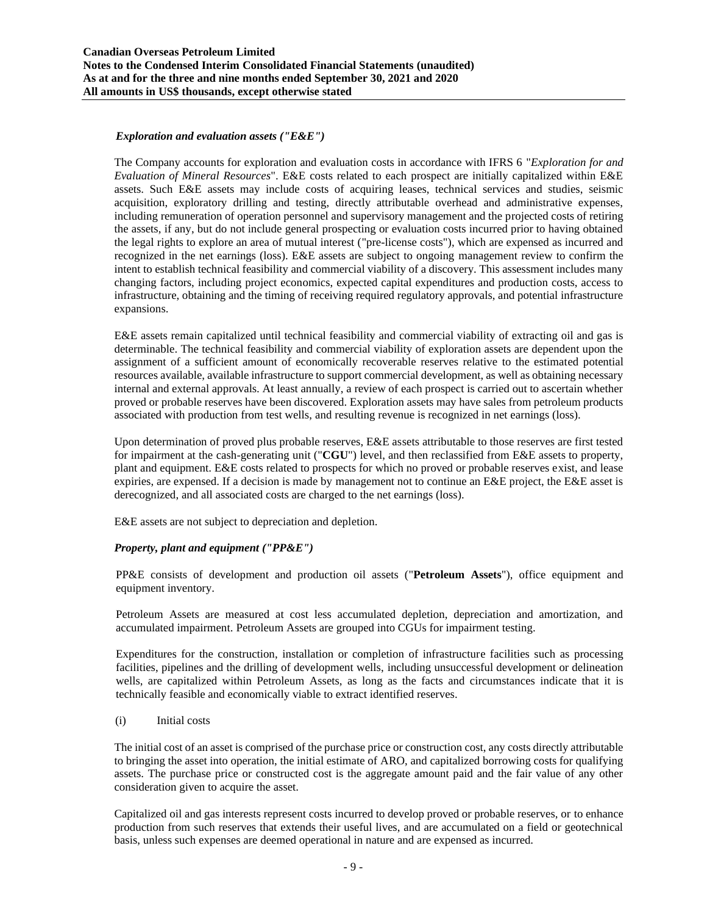### *Exploration and evaluation assets ("E&E")*

The Company accounts for exploration and evaluation costs in accordance with IFRS 6 "*Exploration for and Evaluation of Mineral Resources*". E&E costs related to each prospect are initially capitalized within E&E assets. Such E&E assets may include costs of acquiring leases, technical services and studies, seismic acquisition, exploratory drilling and testing, directly attributable overhead and administrative expenses, including remuneration of operation personnel and supervisory management and the projected costs of retiring the assets, if any, but do not include general prospecting or evaluation costs incurred prior to having obtained the legal rights to explore an area of mutual interest ("pre-license costs"), which are expensed as incurred and recognized in the net earnings (loss). E&E assets are subject to ongoing management review to confirm the intent to establish technical feasibility and commercial viability of a discovery. This assessment includes many changing factors, including project economics, expected capital expenditures and production costs, access to infrastructure, obtaining and the timing of receiving required regulatory approvals, and potential infrastructure expansions.

E&E assets remain capitalized until technical feasibility and commercial viability of extracting oil and gas is determinable. The technical feasibility and commercial viability of exploration assets are dependent upon the assignment of a sufficient amount of economically recoverable reserves relative to the estimated potential resources available, available infrastructure to support commercial development, as well as obtaining necessary internal and external approvals. At least annually, a review of each prospect is carried out to ascertain whether proved or probable reserves have been discovered. Exploration assets may have sales from petroleum products associated with production from test wells, and resulting revenue is recognized in net earnings (loss).

Upon determination of proved plus probable reserves, E&E assets attributable to those reserves are first tested for impairment at the cash-generating unit ("**CGU**") level, and then reclassified from E&E assets to property, plant and equipment. E&E costs related to prospects for which no proved or probable reserves exist, and lease expiries, are expensed. If a decision is made by management not to continue an E&E project, the E&E asset is derecognized, and all associated costs are charged to the net earnings (loss).

E&E assets are not subject to depreciation and depletion.

### *Property, plant and equipment ("PP&E")*

PP&E consists of development and production oil assets ("**Petroleum Assets**"), office equipment and equipment inventory.

Petroleum Assets are measured at cost less accumulated depletion, depreciation and amortization, and accumulated impairment. Petroleum Assets are grouped into CGUs for impairment testing.

Expenditures for the construction, installation or completion of infrastructure facilities such as processing facilities, pipelines and the drilling of development wells, including unsuccessful development or delineation wells, are capitalized within Petroleum Assets, as long as the facts and circumstances indicate that it is technically feasible and economically viable to extract identified reserves.

(i) Initial costs

The initial cost of an asset is comprised of the purchase price or construction cost, any costs directly attributable to bringing the asset into operation, the initial estimate of ARO, and capitalized borrowing costs for qualifying assets. The purchase price or constructed cost is the aggregate amount paid and the fair value of any other consideration given to acquire the asset.

Capitalized oil and gas interests represent costs incurred to develop proved or probable reserves, or to enhance production from such reserves that extends their useful lives, and are accumulated on a field or geotechnical basis, unless such expenses are deemed operational in nature and are expensed as incurred.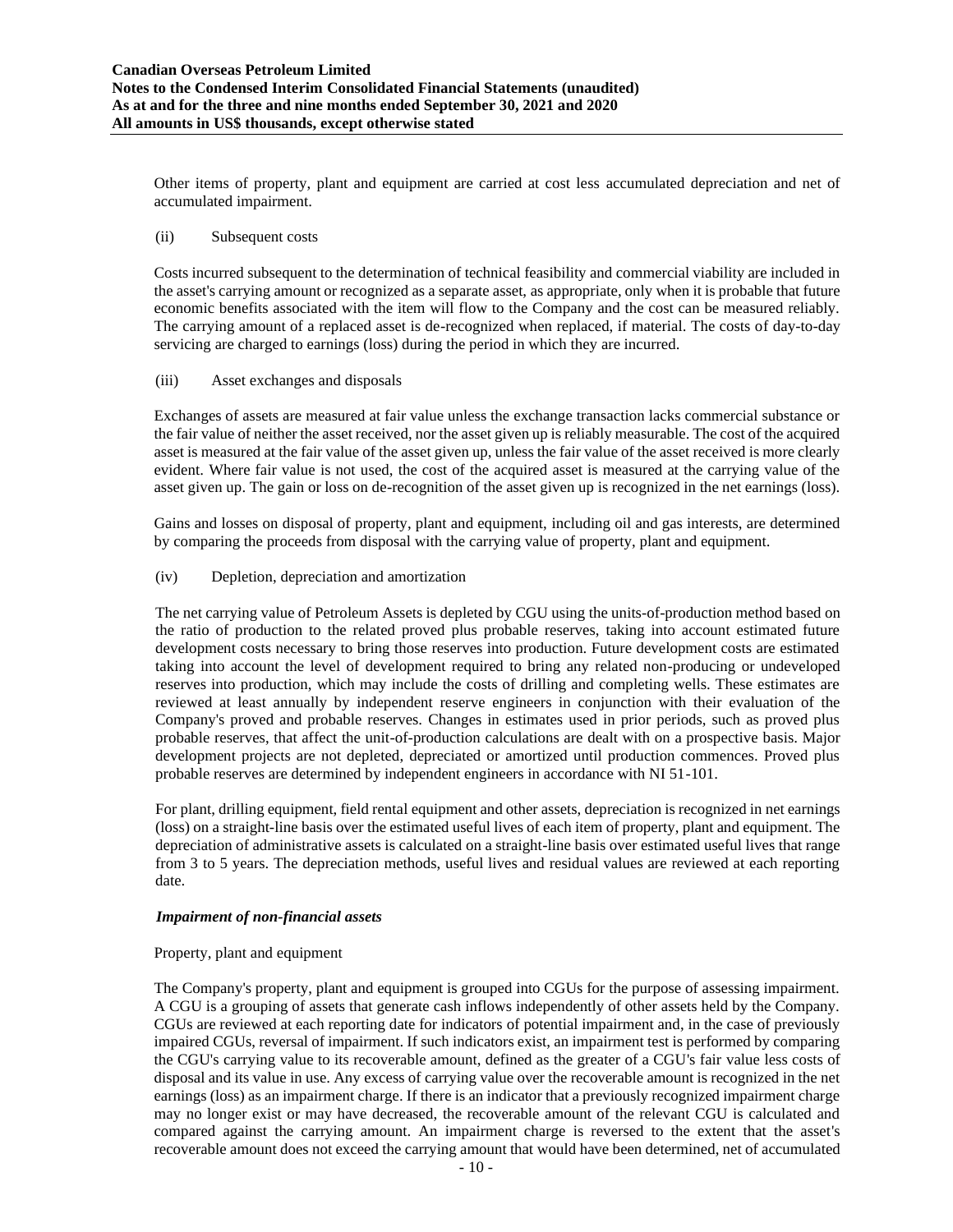Other items of property, plant and equipment are carried at cost less accumulated depreciation and net of accumulated impairment.

(ii) Subsequent costs

Costs incurred subsequent to the determination of technical feasibility and commercial viability are included in the asset's carrying amount or recognized as a separate asset, as appropriate, only when it is probable that future economic benefits associated with the item will flow to the Company and the cost can be measured reliably. The carrying amount of a replaced asset is de-recognized when replaced, if material. The costs of day-to-day servicing are charged to earnings (loss) during the period in which they are incurred.

(iii) Asset exchanges and disposals

Exchanges of assets are measured at fair value unless the exchange transaction lacks commercial substance or the fair value of neither the asset received, nor the asset given up is reliably measurable. The cost of the acquired asset is measured at the fair value of the asset given up, unless the fair value of the asset received is more clearly evident. Where fair value is not used, the cost of the acquired asset is measured at the carrying value of the asset given up. The gain or loss on de-recognition of the asset given up is recognized in the net earnings (loss).

Gains and losses on disposal of property, plant and equipment, including oil and gas interests, are determined by comparing the proceeds from disposal with the carrying value of property, plant and equipment.

(iv) Depletion, depreciation and amortization

The net carrying value of Petroleum Assets is depleted by CGU using the units-of-production method based on the ratio of production to the related proved plus probable reserves, taking into account estimated future development costs necessary to bring those reserves into production. Future development costs are estimated taking into account the level of development required to bring any related non-producing or undeveloped reserves into production, which may include the costs of drilling and completing wells. These estimates are reviewed at least annually by independent reserve engineers in conjunction with their evaluation of the Company's proved and probable reserves. Changes in estimates used in prior periods, such as proved plus probable reserves, that affect the unit-of-production calculations are dealt with on a prospective basis. Major development projects are not depleted, depreciated or amortized until production commences. Proved plus probable reserves are determined by independent engineers in accordance with NI 51-101.

For plant, drilling equipment, field rental equipment and other assets, depreciation is recognized in net earnings (loss) on a straight-line basis over the estimated useful lives of each item of property, plant and equipment. The depreciation of administrative assets is calculated on a straight-line basis over estimated useful lives that range from 3 to 5 years. The depreciation methods, useful lives and residual values are reviewed at each reporting date.

***Impairment of non-financial assets***

Property, plant and equipment

The Company's property, plant and equipment is grouped into CGUs for the purpose of assessing impairment. A CGU is a grouping of assets that generate cash inflows independently of other assets held by the Company. CGUs are reviewed at each reporting date for indicators of potential impairment and, in the case of previously impaired CGUs, reversal of impairment. If such indicators exist, an impairment test is performed by comparing the CGU's carrying value to its recoverable amount, defined as the greater of a CGU's fair value less costs of disposal and its value in use. Any excess of carrying value over the recoverable amount is recognized in the net earnings (loss) as an impairment charge. If there is an indicator that a previously recognized impairment charge may no longer exist or may have decreased, the recoverable amount of the relevant CGU is calculated and compared against the carrying amount. An impairment charge is reversed to the extent that the asset's recoverable amount does not exceed the carrying amount that would have been determined, net of accumulated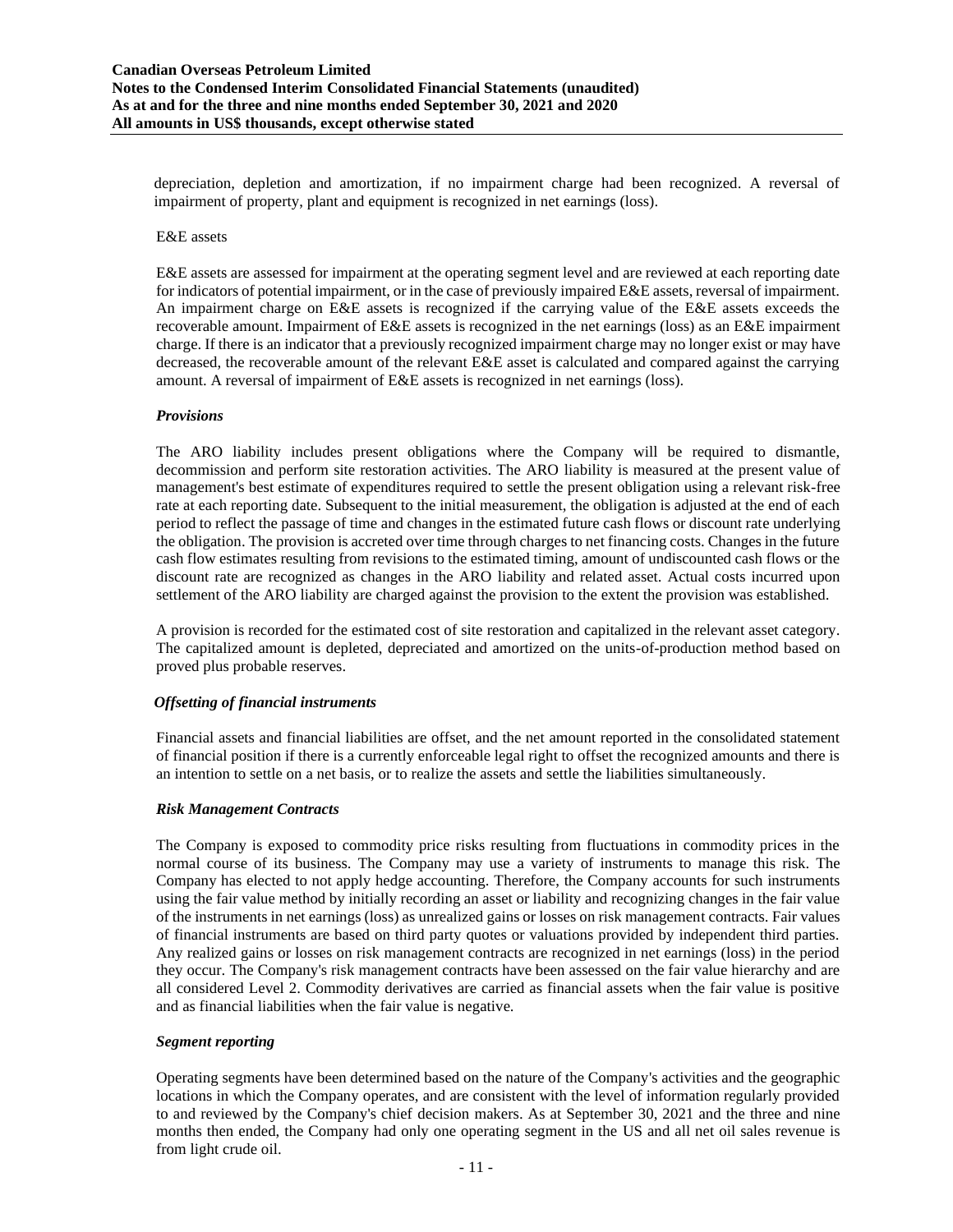depreciation, depletion and amortization, if no impairment charge had been recognized. A reversal of impairment of property, plant and equipment is recognized in net earnings (loss).

E&E assets

E&E assets are assessed for impairment at the operating segment level and are reviewed at each reporting date for indicators of potential impairment, or in the case of previously impaired E&E assets, reversal of impairment. An impairment charge on E&E assets is recognized if the carrying value of the E&E assets exceeds the recoverable amount. Impairment of E&E assets is recognized in the net earnings (loss) as an E&E impairment charge. If there is an indicator that a previously recognized impairment charge may no longer exist or may have decreased, the recoverable amount of the relevant E&E asset is calculated and compared against the carrying amount. A reversal of impairment of E&E assets is recognized in net earnings (loss).

***Provisions***

The ARO liability includes present obligations where the Company will be required to dismantle, decommission and perform site restoration activities. The ARO liability is measured at the present value of management's best estimate of expenditures required to settle the present obligation using a relevant risk-free rate at each reporting date. Subsequent to the initial measurement, the obligation is adjusted at the end of each period to reflect the passage of time and changes in the estimated future cash flows or discount rate underlying the obligation. The provision is accreted over time through charges to net financing costs. Changes in the future cash flow estimates resulting from revisions to the estimated timing, amount of undiscounted cash flows or the discount rate are recognized as changes in the ARO liability and related asset. Actual costs incurred upon settlement of the ARO liability are charged against the provision to the extent the provision was established.

A provision is recorded for the estimated cost of site restoration and capitalized in the relevant asset category. The capitalized amount is depleted, depreciated and amortized on the units-of-production method based on proved plus probable reserves.

***Offsetting of financial instruments***

Financial assets and financial liabilities are offset, and the net amount reported in the consolidated statement of financial position if there is a currently enforceable legal right to offset the recognized amounts and there is an intention to settle on a net basis, or to realize the assets and settle the liabilities simultaneously.

***Risk Management Contracts***

The Company is exposed to commodity price risks resulting from fluctuations in commodity prices in the normal course of its business. The Company may use a variety of instruments to manage this risk. The Company has elected to not apply hedge accounting. Therefore, the Company accounts for such instruments using the fair value method by initially recording an asset or liability and recognizing changes in the fair value of the instruments in net earnings (loss) as unrealized gains or losses on risk management contracts. Fair values of financial instruments are based on third party quotes or valuations provided by independent third parties. Any realized gains or losses on risk management contracts are recognized in net earnings (loss) in the period they occur. The Company's risk management contracts have been assessed on the fair value hierarchy and are all considered Level 2. Commodity derivatives are carried as financial assets when the fair value is positive and as financial liabilities when the fair value is negative.

***Segment reporting***

Operating segments have been determined based on the nature of the Company's activities and the geographic locations in which the Company operates, and are consistent with the level of information regularly provided to and reviewed by the Company's chief decision makers. As at September 30, 2021 and the three and nine months then ended, the Company had only one operating segment in the US and all net oil sales revenue is from light crude oil.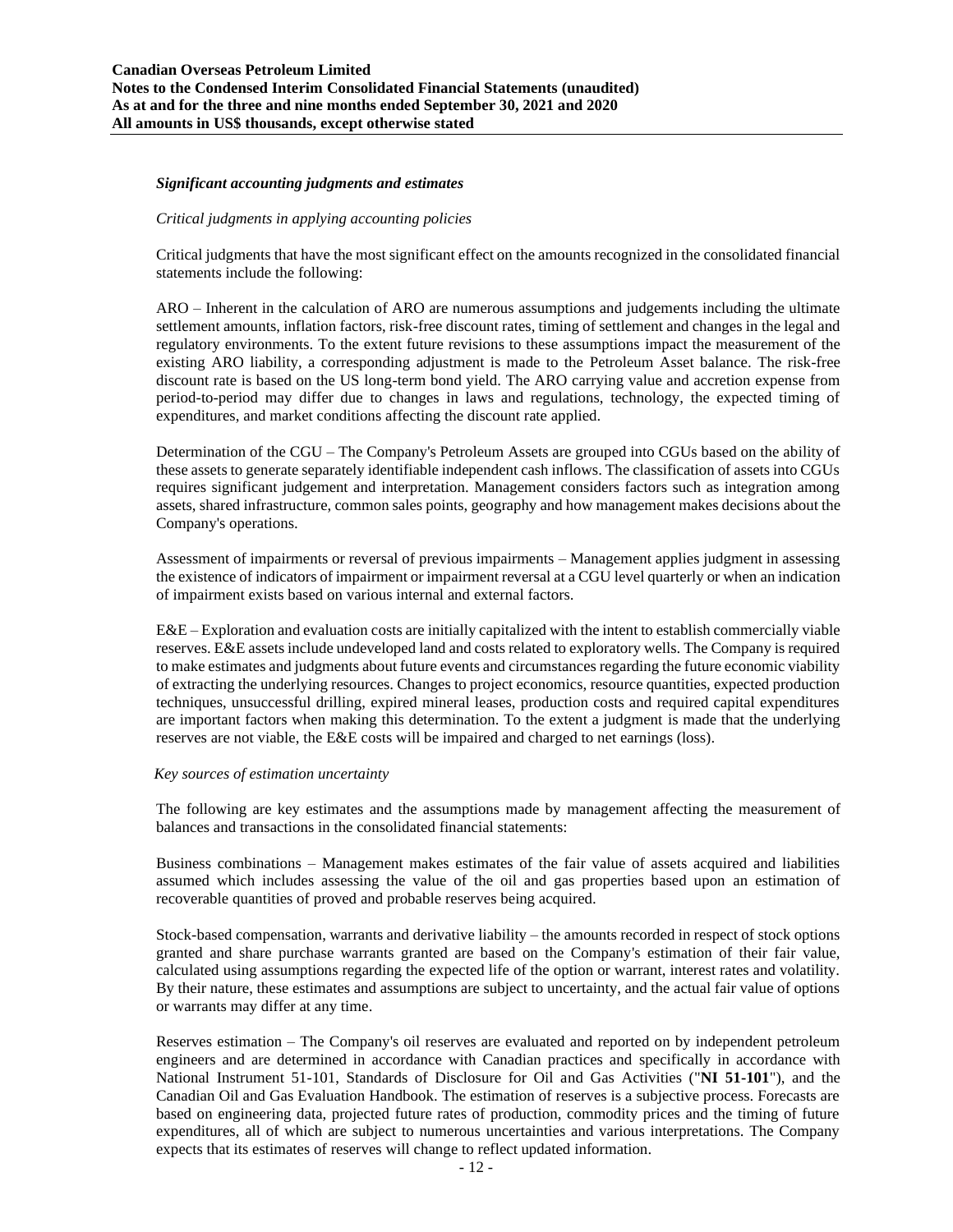***Significant accounting judgments and estimates***

*Critical judgments in applying accounting policies*

Critical judgments that have the most significant effect on the amounts recognized in the consolidated financial statements include the following:

ARO – Inherent in the calculation of ARO are numerous assumptions and judgements including the ultimate settlement amounts, inflation factors, risk-free discount rates, timing of settlement and changes in the legal and regulatory environments. To the extent future revisions to these assumptions impact the measurement of the existing ARO liability, a corresponding adjustment is made to the Petroleum Asset balance. The risk-free discount rate is based on the US long-term bond yield. The ARO carrying value and accretion expense from period-to-period may differ due to changes in laws and regulations, technology, the expected timing of expenditures, and market conditions affecting the discount rate applied.

Determination of the CGU – The Company's Petroleum Assets are grouped into CGUs based on the ability of these assets to generate separately identifiable independent cash inflows. The classification of assets into CGUs requires significant judgement and interpretation. Management considers factors such as integration among assets, shared infrastructure, common sales points, geography and how management makes decisions about the Company's operations.

Assessment of impairments or reversal of previous impairments – Management applies judgment in assessing the existence of indicators of impairment or impairment reversal at a CGU level quarterly or when an indication of impairment exists based on various internal and external factors.

E&E – Exploration and evaluation costs are initially capitalized with the intent to establish commercially viable reserves. E&E assets include undeveloped land and costs related to exploratory wells. The Company is required to make estimates and judgments about future events and circumstances regarding the future economic viability of extracting the underlying resources. Changes to project economics, resource quantities, expected production techniques, unsuccessful drilling, expired mineral leases, production costs and required capital expenditures are important factors when making this determination. To the extent a judgment is made that the underlying reserves are not viable, the E&E costs will be impaired and charged to net earnings (loss).

*Key sources of estimation uncertainty*

The following are key estimates and the assumptions made by management affecting the measurement of balances and transactions in the consolidated financial statements:

Business combinations – Management makes estimates of the fair value of assets acquired and liabilities assumed which includes assessing the value of the oil and gas properties based upon an estimation of recoverable quantities of proved and probable reserves being acquired.

Stock-based compensation, warrants and derivative liability – the amounts recorded in respect of stock options granted and share purchase warrants granted are based on the Company's estimation of their fair value, calculated using assumptions regarding the expected life of the option or warrant, interest rates and volatility. By their nature, these estimates and assumptions are subject to uncertainty, and the actual fair value of options or warrants may differ at any time.

Reserves estimation – The Company's oil reserves are evaluated and reported on by independent petroleum engineers and are determined in accordance with Canadian practices and specifically in accordance with National Instrument 51-101, Standards of Disclosure for Oil and Gas Activities ("**NI 51-101**"), and the Canadian Oil and Gas Evaluation Handbook. The estimation of reserves is a subjective process. Forecasts are based on engineering data, projected future rates of production, commodity prices and the timing of future expenditures, all of which are subject to numerous uncertainties and various interpretations. The Company expects that its estimates of reserves will change to reflect updated information.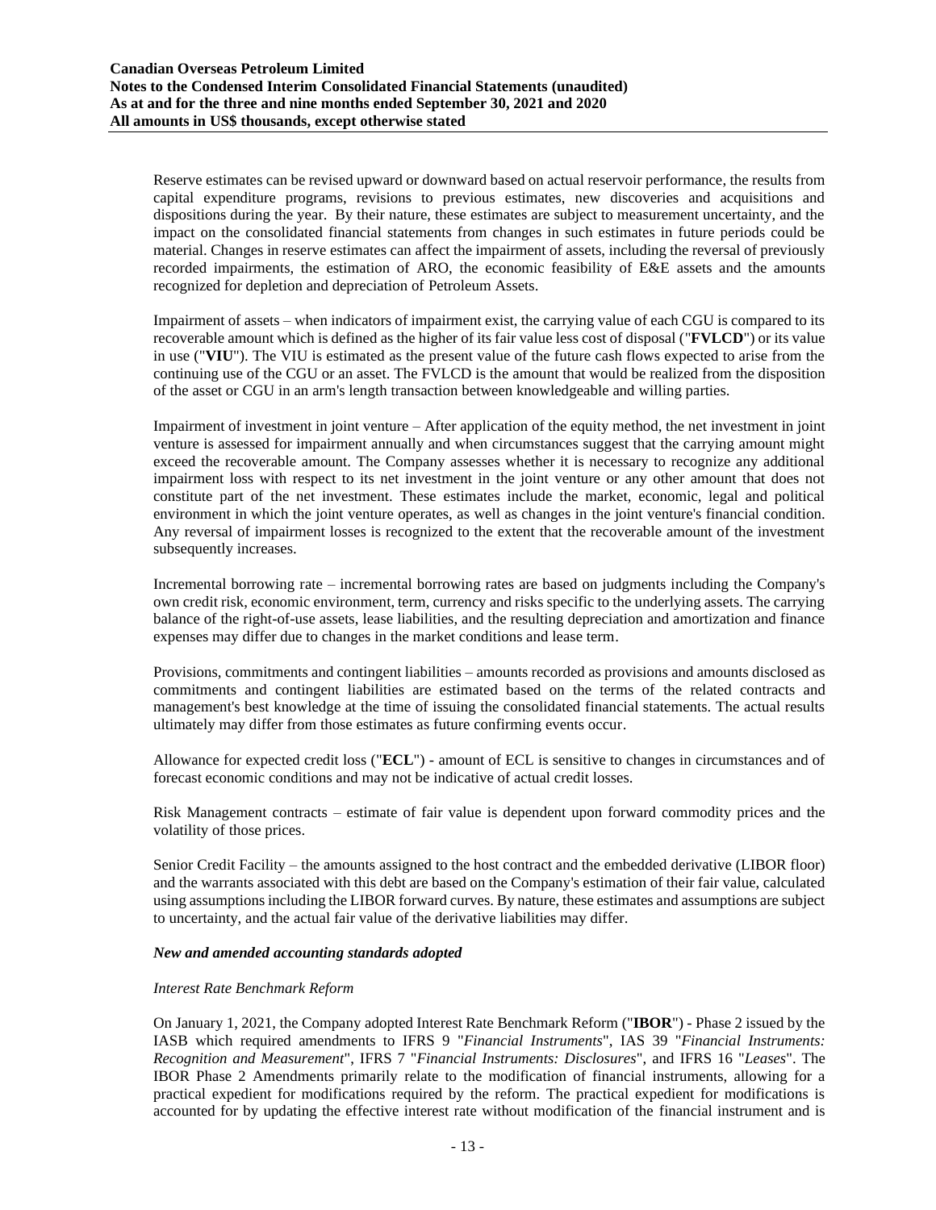Reserve estimates can be revised upward or downward based on actual reservoir performance, the results from capital expenditure programs, revisions to previous estimates, new discoveries and acquisitions and dispositions during the year. By their nature, these estimates are subject to measurement uncertainty, and the impact on the consolidated financial statements from changes in such estimates in future periods could be material. Changes in reserve estimates can affect the impairment of assets, including the reversal of previously recorded impairments, the estimation of ARO, the economic feasibility of E&E assets and the amounts recognized for depletion and depreciation of Petroleum Assets.

Impairment of assets – when indicators of impairment exist, the carrying value of each CGU is compared to its recoverable amount which is defined as the higher of its fair value less cost of disposal ("**FVLCD**") or its value in use ("**VIU**"). The VIU is estimated as the present value of the future cash flows expected to arise from the continuing use of the CGU or an asset. The FVLCD is the amount that would be realized from the disposition of the asset or CGU in an arm's length transaction between knowledgeable and willing parties.

Impairment of investment in joint venture – After application of the equity method, the net investment in joint venture is assessed for impairment annually and when circumstances suggest that the carrying amount might exceed the recoverable amount. The Company assesses whether it is necessary to recognize any additional impairment loss with respect to its net investment in the joint venture or any other amount that does not constitute part of the net investment. These estimates include the market, economic, legal and political environment in which the joint venture operates, as well as changes in the joint venture's financial condition. Any reversal of impairment losses is recognized to the extent that the recoverable amount of the investment subsequently increases.

Incremental borrowing rate – incremental borrowing rates are based on judgments including the Company's own credit risk, economic environment, term, currency and risks specific to the underlying assets. The carrying balance of the right-of-use assets, lease liabilities, and the resulting depreciation and amortization and finance expenses may differ due to changes in the market conditions and lease term.

Provisions, commitments and contingent liabilities – amounts recorded as provisions and amounts disclosed as commitments and contingent liabilities are estimated based on the terms of the related contracts and management's best knowledge at the time of issuing the consolidated financial statements. The actual results ultimately may differ from those estimates as future confirming events occur.

Allowance for expected credit loss ("**ECL**") - amount of ECL is sensitive to changes in circumstances and of forecast economic conditions and may not be indicative of actual credit losses.

Risk Management contracts – estimate of fair value is dependent upon forward commodity prices and the volatility of those prices.

Senior Credit Facility – the amounts assigned to the host contract and the embedded derivative (LIBOR floor) and the warrants associated with this debt are based on the Company's estimation of their fair value, calculated using assumptions including the LIBOR forward curves. By nature, these estimates and assumptions are subject to uncertainty, and the actual fair value of the derivative liabilities may differ.

***New and amended accounting standards adopted***

*Interest Rate Benchmark Reform*

On January 1, 2021, the Company adopted Interest Rate Benchmark Reform ("**IBOR**") - Phase 2 issued by the IASB which required amendments to IFRS 9 "*Financial Instruments*", IAS 39 "*Financial Instruments: Recognition and Measurement*", IFRS 7 "*Financial Instruments: Disclosures*", and IFRS 16 "*Leases*". The IBOR Phase 2 Amendments primarily relate to the modification of financial instruments, allowing for a practical expedient for modifications required by the reform. The practical expedient for modifications is accounted for by updating the effective interest rate without modification of the financial instrument and is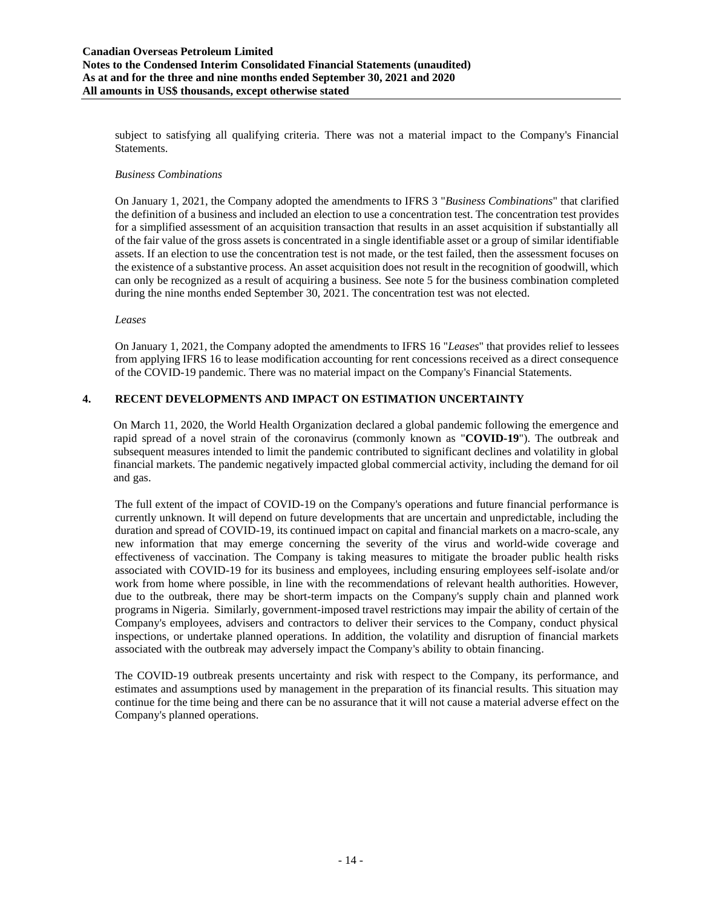subject to satisfying all qualifying criteria. There was not a material impact to the Company's Financial Statements.

*Business Combinations*

On January 1, 2021, the Company adopted the amendments to IFRS 3 "*Business Combinations*" that clarified the definition of a business and included an election to use a concentration test. The concentration test provides for a simplified assessment of an acquisition transaction that results in an asset acquisition if substantially all of the fair value of the gross assets is concentrated in a single identifiable asset or a group of similar identifiable assets. If an election to use the concentration test is not made, or the test failed, then the assessment focuses on the existence of a substantive process. An asset acquisition does not result in the recognition of goodwill, which can only be recognized as a result of acquiring a business. See note 5 for the business combination completed during the nine months ended September 30, 2021. The concentration test was not elected.

*Leases*

On January 1, 2021, the Company adopted the amendments to IFRS 16 "*Leases*" that provides relief to lessees from applying IFRS 16 to lease modification accounting for rent concessions received as a direct consequence of the COVID-19 pandemic. There was no material impact on the Company's Financial Statements.

## 4. RECENT DEVELOPMENTS AND IMPACT ON ESTIMATION UNCERTAINTY

On March 11, 2020, the World Health Organization declared a global pandemic following the emergence and rapid spread of a novel strain of the coronavirus (commonly known as "**COVID-19**"). The outbreak and subsequent measures intended to limit the pandemic contributed to significant declines and volatility in global financial markets. The pandemic negatively impacted global commercial activity, including the demand for oil and gas.

The full extent of the impact of COVID-19 on the Company's operations and future financial performance is currently unknown. It will depend on future developments that are uncertain and unpredictable, including the duration and spread of COVID-19, its continued impact on capital and financial markets on a macro-scale, any new information that may emerge concerning the severity of the virus and world-wide coverage and effectiveness of vaccination. The Company is taking measures to mitigate the broader public health risks associated with COVID-19 for its business and employees, including ensuring employees self-isolate and/or work from home where possible, in line with the recommendations of relevant health authorities. However, due to the outbreak, there may be short-term impacts on the Company's supply chain and planned work programs in Nigeria. Similarly, government-imposed travel restrictions may impair the ability of certain of the Company's employees, advisers and contractors to deliver their services to the Company, conduct physical inspections, or undertake planned operations. In addition, the volatility and disruption of financial markets associated with the outbreak may adversely impact the Company's ability to obtain financing.

The COVID-19 outbreak presents uncertainty and risk with respect to the Company, its performance, and estimates and assumptions used by management in the preparation of its financial results. This situation may continue for the time being and there can be no assurance that it will not cause a material adverse effect on the Company's planned operations.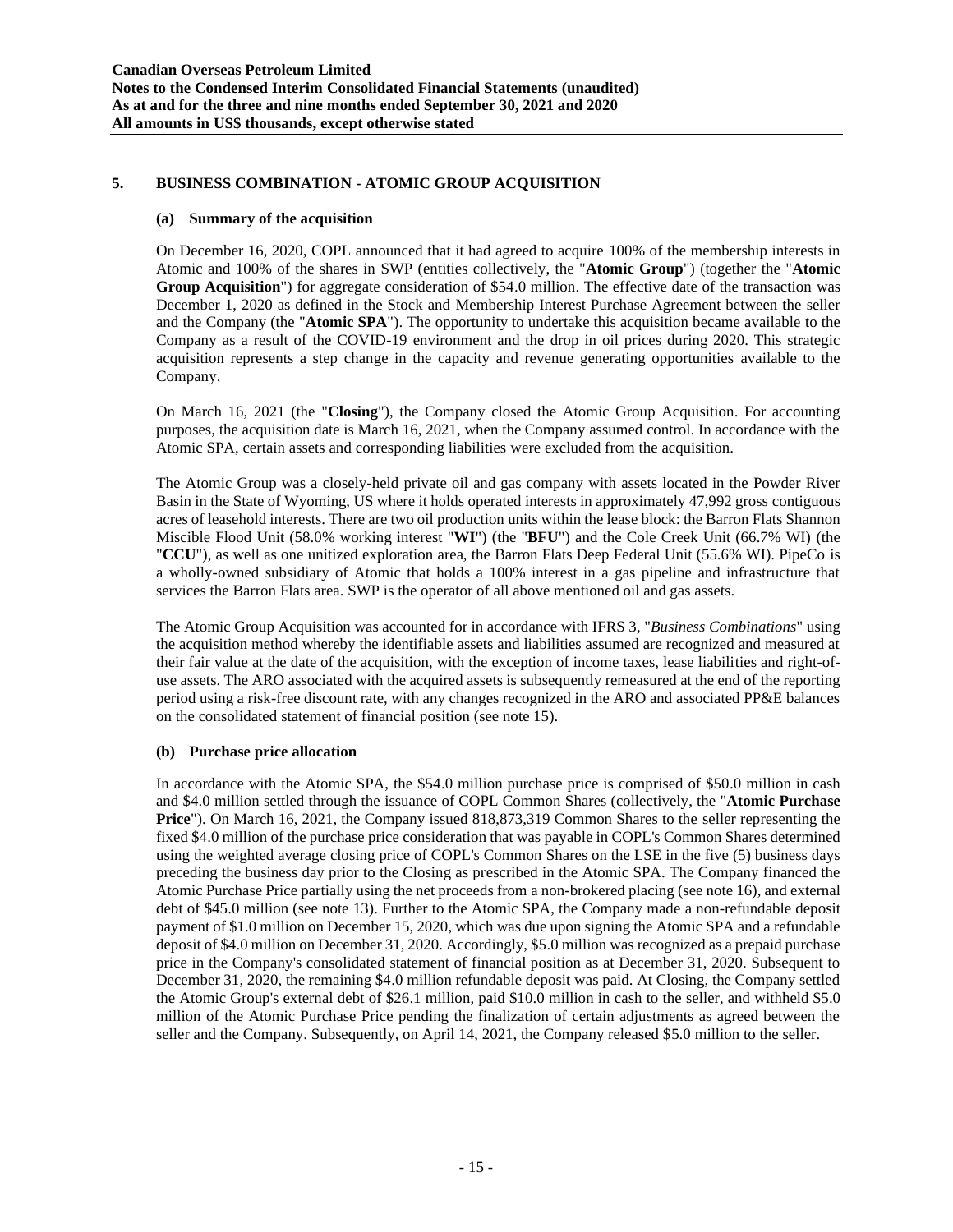## 5. BUSINESS COMBINATION - ATOMIC GROUP ACQUISITION

### (a) Summary of the acquisition

On December 16, 2020, COPL announced that it had agreed to acquire 100% of the membership interests in Atomic and 100% of the shares in SWP (entities collectively, the "**Atomic Group**") (together the "**Atomic Group Acquisition**") for aggregate consideration of $54.0 million. The effective date of the transaction was December 1, 2020 as defined in the Stock and Membership Interest Purchase Agreement between the seller and the Company (the "**Atomic SPA**"). The opportunity to undertake this acquisition became available to the Company as a result of the COVID-19 environment and the drop in oil prices during 2020. This strategic acquisition represents a step change in the capacity and revenue generating opportunities available to the Company.

On March 16, 2021 (the "**Closing**"), the Company closed the Atomic Group Acquisition. For accounting purposes, the acquisition date is March 16, 2021, when the Company assumed control. In accordance with the Atomic SPA, certain assets and corresponding liabilities were excluded from the acquisition.

The Atomic Group was a closely-held private oil and gas company with assets located in the Powder River Basin in the State of Wyoming, US where it holds operated interests in approximately 47,992 gross contiguous acres of leasehold interests. There are two oil production units within the lease block: the Barron Flats Shannon Miscible Flood Unit (58.0% working interest "**WI**") (the "**BFU**") and the Cole Creek Unit (66.7% WI) (the "**CCU**"), as well as one unitized exploration area, the Barron Flats Deep Federal Unit (55.6% WI). PipeCo is a wholly-owned subsidiary of Atomic that holds a 100% interest in a gas pipeline and infrastructure that services the Barron Flats area. SWP is the operator of all above mentioned oil and gas assets.

The Atomic Group Acquisition was accounted for in accordance with IFRS 3, "*Business Combinations*" using the acquisition method whereby the identifiable assets and liabilities assumed are recognized and measured at their fair value at the date of the acquisition, with the exception of income taxes, lease liabilities and right-of-use assets. The ARO associated with the acquired assets is subsequently remeasured at the end of the reporting period using a risk-free discount rate, with any changes recognized in the ARO and associated PP&E balances on the consolidated statement of financial position (see note 15).

### (b) Purchase price allocation

In accordance with the Atomic SPA, the $54.0 million purchase price is comprised of $50.0 million in cash and $4.0 million settled through the issuance of COPL Common Shares (collectively, the "**Atomic Purchase Price**"). On March 16, 2021, the Company issued 818,873,319 Common Shares to the seller representing the fixed $4.0 million of the purchase price consideration that was payable in COPL's Common Shares determined using the weighted average closing price of COPL's Common Shares on the LSE in the five (5) business days preceding the business day prior to the Closing as prescribed in the Atomic SPA. The Company financed the Atomic Purchase Price partially using the net proceeds from a non-brokered placing (see note 16), and external debt of $45.0 million (see note 13). Further to the Atomic SPA, the Company made a non-refundable deposit payment of $1.0 million on December 15, 2020, which was due upon signing the Atomic SPA and a refundable deposit of $4.0 million on December 31, 2020. Accordingly, $5.0 million was recognized as a prepaid purchase price in the Company's consolidated statement of financial position as at December 31, 2020. Subsequent to December 31, 2020, the remaining $4.0 million refundable deposit was paid. At Closing, the Company settled the Atomic Group's external debt of $26.1 million, paid $10.0 million in cash to the seller, and withheld $5.0 million of the Atomic Purchase Price pending the finalization of certain adjustments as agreed between the seller and the Company. Subsequently, on April 14, 2021, the Company released $5.0 million to the seller.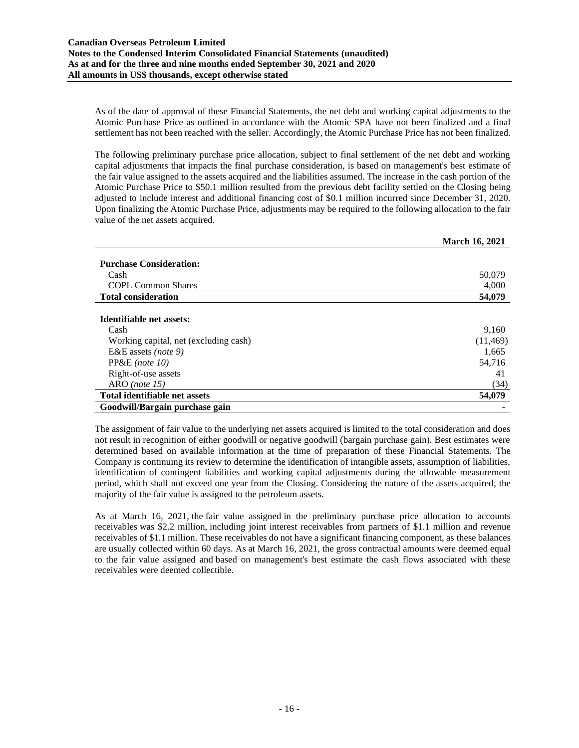As of the date of approval of these Financial Statements, the net debt and working capital adjustments to the Atomic Purchase Price as outlined in accordance with the Atomic SPA have not been finalized and a final settlement has not been reached with the seller. Accordingly, the Atomic Purchase Price has not been finalized.

The following preliminary purchase price allocation, subject to final settlement of the net debt and working capital adjustments that impacts the final purchase consideration, is based on management's best estimate of the fair value assigned to the assets acquired and the liabilities assumed. The increase in the cash portion of the Atomic Purchase Price to $50.1 million resulted from the previous debt facility settled on the Closing being adjusted to include interest and additional financing cost of $0.1 million incurred since December 31, 2020. Upon finalizing the Atomic Purchase Price, adjustments may be required to the following allocation to the fair value of the net assets acquired.

| | March 16, 2021 |
|---|---|
| **Purchase Consideration:** | |
| Cash | 50,079 |
| COPL Common Shares | 4,000 |
| **Total consideration** | **54,079** |
| | |
| **Identifiable net assets:** | |
| Cash | 9,160 |
| Working capital, net (excluding cash) | (11,469) |
| E&E assets *(note 9)* | 1,665 |
| PP&E *(note 10)* | 54,716 |
| Right-of-use assets | 41 |
| ARO *(note 15)* | (34) |
| **Total identifiable net assets** | **54,079** |
| **Goodwill/Bargain purchase gain** | - |

The assignment of fair value to the underlying net assets acquired is limited to the total consideration and does not result in recognition of either goodwill or negative goodwill (bargain purchase gain). Best estimates were determined based on available information at the time of preparation of these Financial Statements. The Company is continuing its review to determine the identification of intangible assets, assumption of liabilities, identification of contingent liabilities and working capital adjustments during the allowable measurement period, which shall not exceed one year from the Closing. Considering the nature of the assets acquired, the majority of the fair value is assigned to the petroleum assets.

As at March 16, 2021, the fair value assigned in the preliminary purchase price allocation to accounts receivables was $2.2 million, including joint interest receivables from partners of $1.1 million and revenue receivables of $1.1 million. These receivables do not have a significant financing component, as these balances are usually collected within 60 days. As at March 16, 2021, the gross contractual amounts were deemed equal to the fair value assigned and based on management's best estimate the cash flows associated with these receivables were deemed collectible.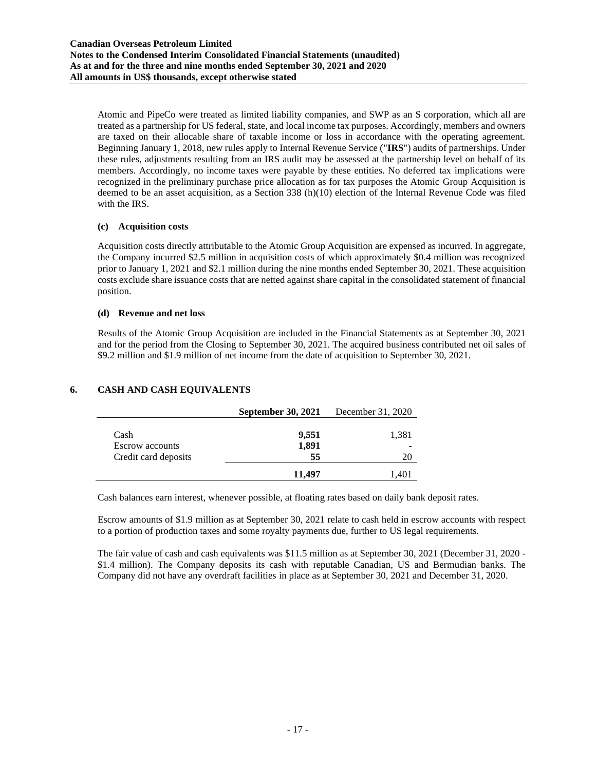Atomic and PipeCo were treated as limited liability companies, and SWP as an S corporation, which all are treated as a partnership for US federal, state, and local income tax purposes. Accordingly, members and owners are taxed on their allocable share of taxable income or loss in accordance with the operating agreement. Beginning January 1, 2018, new rules apply to Internal Revenue Service ("**IRS**") audits of partnerships. Under these rules, adjustments resulting from an IRS audit may be assessed at the partnership level on behalf of its members. Accordingly, no income taxes were payable by these entities. No deferred tax implications were recognized in the preliminary purchase price allocation as for tax purposes the Atomic Group Acquisition is deemed to be an asset acquisition, as a Section 338 (h)(10) election of the Internal Revenue Code was filed with the IRS.

**(c) Acquisition costs**

Acquisition costs directly attributable to the Atomic Group Acquisition are expensed as incurred. In aggregate, the Company incurred $2.5 million in acquisition costs of which approximately $0.4 million was recognized prior to January 1, 2021 and $2.1 million during the nine months ended September 30, 2021. These acquisition costs exclude share issuance costs that are netted against share capital in the consolidated statement of financial position.

**(d) Revenue and net loss**

Results of the Atomic Group Acquisition are included in the Financial Statements as at September 30, 2021 and for the period from the Closing to September 30, 2021. The acquired business contributed net oil sales of $9.2 million and $1.9 million of net income from the date of acquisition to September 30, 2021.

## 6. CASH AND CASH EQUIVALENTS

| | **September 30, 2021** | December 31, 2020 |
|---|---|---|
| Cash | **9,551** | 1,381 |
| Escrow accounts | **1,891** | - |
| Credit card deposits | **55** | 20 |
| | **11,497** | 1,401 |

Cash balances earn interest, whenever possible, at floating rates based on daily bank deposit rates.

Escrow amounts of $1.9 million as at September 30, 2021 relate to cash held in escrow accounts with respect to a portion of production taxes and some royalty payments due, further to US legal requirements.

The fair value of cash and cash equivalents was $11.5 million as at September 30, 2021 (December 31, 2020 - $1.4 million). The Company deposits its cash with reputable Canadian, US and Bermudian banks. The Company did not have any overdraft facilities in place as at September 30, 2021 and December 31, 2020.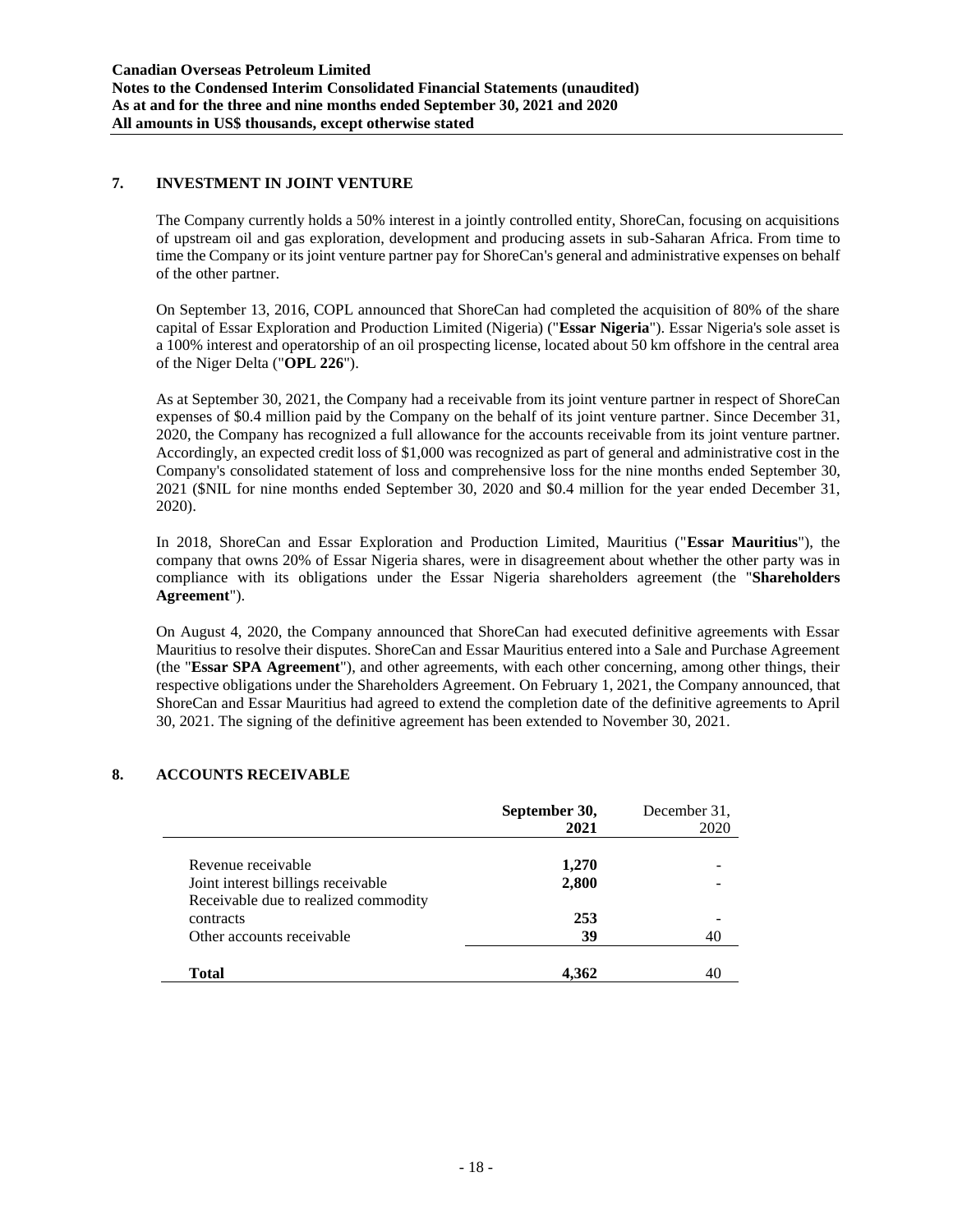## 7. INVESTMENT IN JOINT VENTURE

The Company currently holds a 50% interest in a jointly controlled entity, ShoreCan, focusing on acquisitions of upstream oil and gas exploration, development and producing assets in sub-Saharan Africa. From time to time the Company or its joint venture partner pay for ShoreCan's general and administrative expenses on behalf of the other partner.

On September 13, 2016, COPL announced that ShoreCan had completed the acquisition of 80% of the share capital of Essar Exploration and Production Limited (Nigeria) ("**Essar Nigeria**"). Essar Nigeria's sole asset is a 100% interest and operatorship of an oil prospecting license, located about 50 km offshore in the central area of the Niger Delta ("**OPL 226**").

As at September 30, 2021, the Company had a receivable from its joint venture partner in respect of ShoreCan expenses of $0.4 million paid by the Company on the behalf of its joint venture partner. Since December 31, 2020, the Company has recognized a full allowance for the accounts receivable from its joint venture partner. Accordingly, an expected credit loss of $1,000 was recognized as part of general and administrative cost in the Company's consolidated statement of loss and comprehensive loss for the nine months ended September 30, 2021 ($NIL for nine months ended September 30, 2020 and $0.4 million for the year ended December 31, 2020).

In 2018, ShoreCan and Essar Exploration and Production Limited, Mauritius ("**Essar Mauritius**"), the company that owns 20% of Essar Nigeria shares, were in disagreement about whether the other party was in compliance with its obligations under the Essar Nigeria shareholders agreement (the "**Shareholders Agreement**").

On August 4, 2020, the Company announced that ShoreCan had executed definitive agreements with Essar Mauritius to resolve their disputes. ShoreCan and Essar Mauritius entered into a Sale and Purchase Agreement (the "**Essar SPA Agreement**"), and other agreements, with each other concerning, among other things, their respective obligations under the Shareholders Agreement. On February 1, 2021, the Company announced, that ShoreCan and Essar Mauritius had agreed to extend the completion date of the definitive agreements to April 30, 2021. The signing of the definitive agreement has been extended to November 30, 2021.

## 8. ACCOUNTS RECEIVABLE

| | **September 30, 2021** | December 31, 2020 |
|---|---|---|
| Revenue receivable | **1,270** | - |
| Joint interest billings receivable | **2,800** | - |
| Receivable due to realized commodity contracts | **253** | - |
| Other accounts receivable | **39** | 40 |
| **Total** | **4,362** | 40 |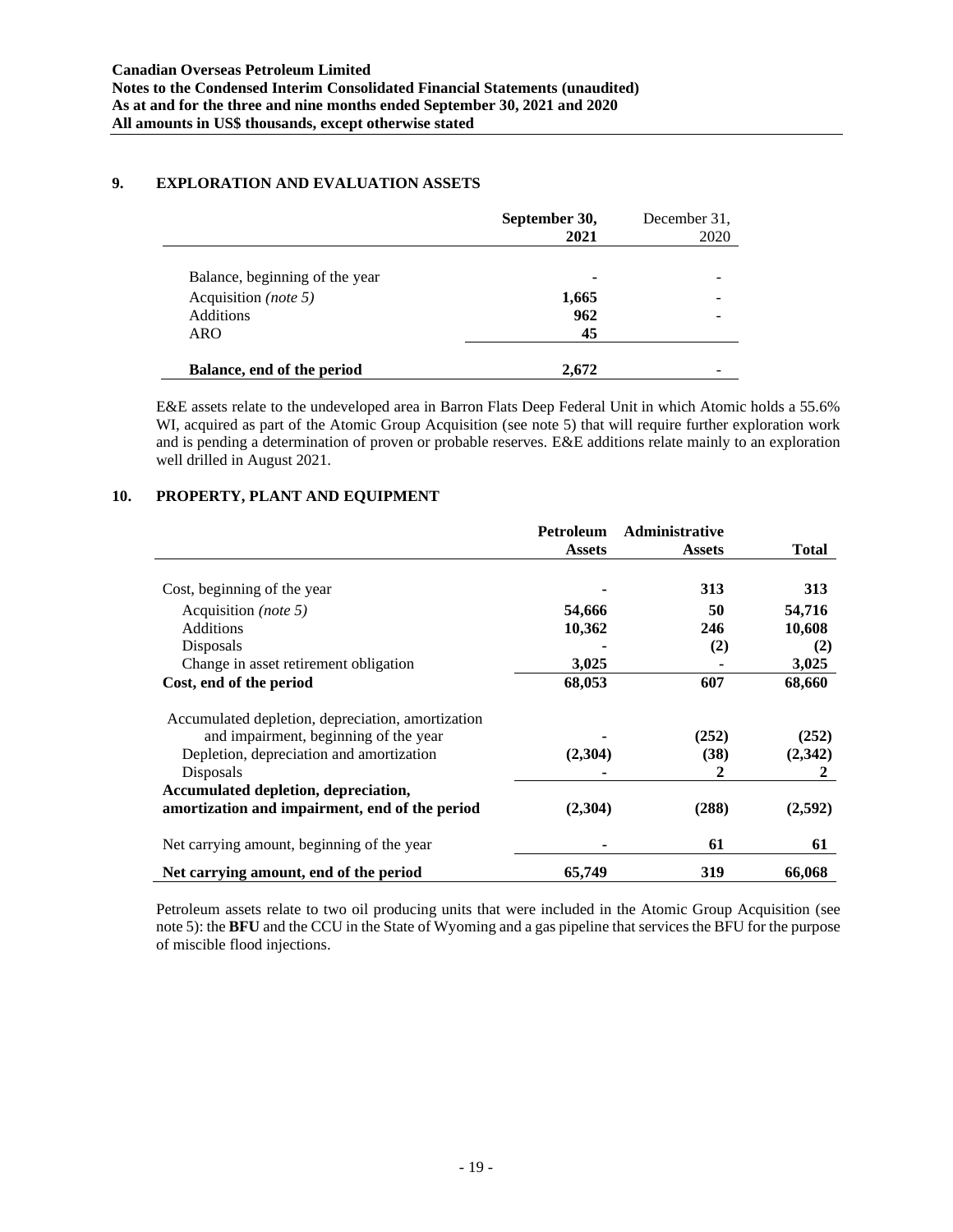## 9. EXPLORATION AND EVALUATION ASSETS

| | September 30, 2021 | December 31, 2020 |
|---|---|---|
| Balance, beginning of the year | - | - |
| Acquisition *(note 5)* | 1,665 | - |
| Additions | 962 | - |
| ARO | 45 | |
| **Balance, end of the period** | **2,672** | - |

E&E assets relate to the undeveloped area in Barron Flats Deep Federal Unit in which Atomic holds a 55.6% WI, acquired as part of the Atomic Group Acquisition (see note 5) that will require further exploration work and is pending a determination of proven or probable reserves. E&E additions relate mainly to an exploration well drilled in August 2021.

## 10. PROPERTY, PLANT AND EQUIPMENT

| | Petroleum Assets | Administrative Assets | Total |
|---|---|---|---|
| Cost, beginning of the year | - | 313 | 313 |
| Acquisition *(note 5)* | 54,666 | 50 | 54,716 |
| Additions | 10,362 | 246 | 10,608 |
| Disposals | - | (2) | (2) |
| Change in asset retirement obligation | 3,025 | - | 3,025 |
| **Cost, end of the period** | **68,053** | **607** | **68,660** |
| Accumulated depletion, depreciation, amortization and impairment, beginning of the year | - | (252) | (252) |
| Depletion, depreciation and amortization | (2,304) | (38) | (2,342) |
| Disposals | - | 2 | 2 |
| **Accumulated depletion, depreciation, amortization and impairment, end of the period** | **(2,304)** | **(288)** | **(2,592)** |
| Net carrying amount, beginning of the year | - | 61 | 61 |
| **Net carrying amount, end of the period** | **65,749** | **319** | **66,068** |

Petroleum assets relate to two oil producing units that were included in the Atomic Group Acquisition (see note 5): the **BFU** and the CCU in the State of Wyoming and a gas pipeline that services the BFU for the purpose of miscible flood injections.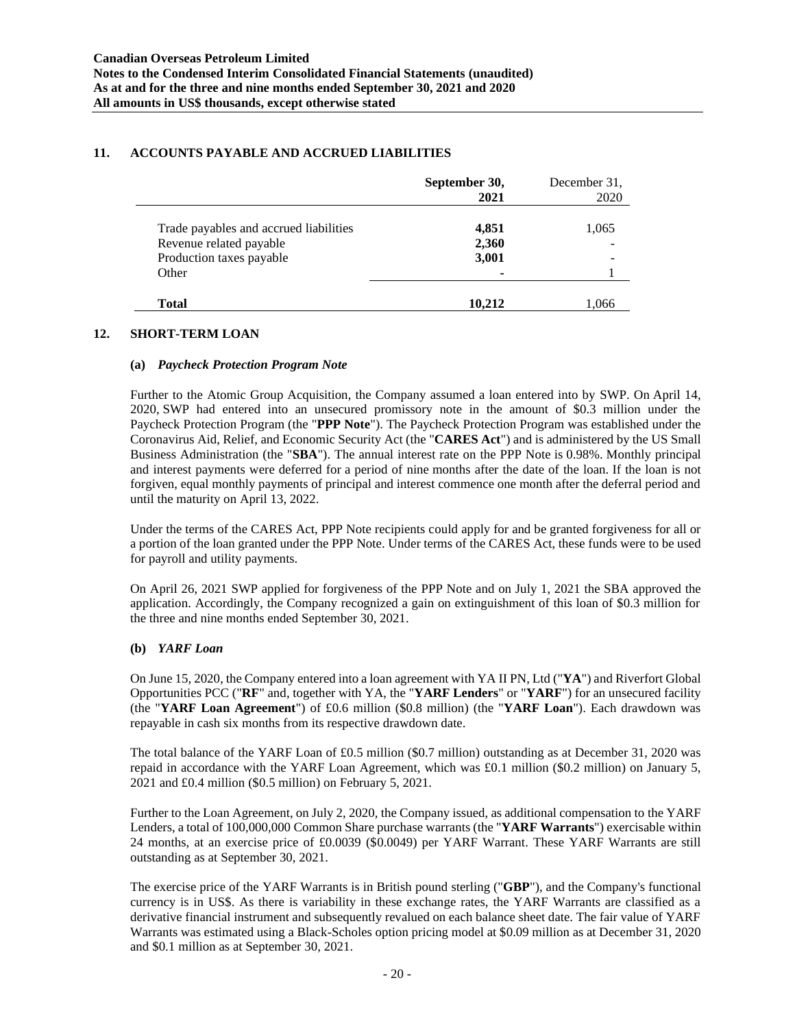## 11. ACCOUNTS PAYABLE AND ACCRUED LIABILITIES

| | September 30, 2021 | December 31, 2020 |
|---|---|---|
| Trade payables and accrued liabilities | **4,851** | 1,065 |
| Revenue related payable | **2,360** | - |
| Production taxes payable | **3,001** | - |
| Other | **-** | 1 |
| **Total** | **10,212** | 1,066 |

## 12. SHORT-TERM LOAN

### (a) *Paycheck Protection Program Note*

Further to the Atomic Group Acquisition, the Company assumed a loan entered into by SWP. On April 14, 2020, SWP had entered into an unsecured promissory note in the amount of $0.3 million under the Paycheck Protection Program (the "**PPP Note**"). The Paycheck Protection Program was established under the Coronavirus Aid, Relief, and Economic Security Act (the "**CARES Act**") and is administered by the US Small Business Administration (the "**SBA**"). The annual interest rate on the PPP Note is 0.98%. Monthly principal and interest payments were deferred for a period of nine months after the date of the loan. If the loan is not forgiven, equal monthly payments of principal and interest commence one month after the deferral period and until the maturity on April 13, 2022.

Under the terms of the CARES Act, PPP Note recipients could apply for and be granted forgiveness for all or a portion of the loan granted under the PPP Note. Under terms of the CARES Act, these funds were to be used for payroll and utility payments.

On April 26, 2021 SWP applied for forgiveness of the PPP Note and on July 1, 2021 the SBA approved the application. Accordingly, the Company recognized a gain on extinguishment of this loan of $0.3 million for the three and nine months ended September 30, 2021.

### (b) *YARF Loan*

On June 15, 2020, the Company entered into a loan agreement with YA II PN, Ltd ("**YA**") and Riverfort Global Opportunities PCC ("**RF**" and, together with YA, the "**YARF Lenders**" or "**YARF**") for an unsecured facility (the "**YARF Loan Agreement**") of £0.6 million ($0.8 million) (the "**YARF Loan**"). Each drawdown was repayable in cash six months from its respective drawdown date.

The total balance of the YARF Loan of £0.5 million ($0.7 million) outstanding as at December 31, 2020 was repaid in accordance with the YARF Loan Agreement, which was £0.1 million ($0.2 million) on January 5, 2021 and £0.4 million ($0.5 million) on February 5, 2021.

Further to the Loan Agreement, on July 2, 2020, the Company issued, as additional compensation to the YARF Lenders, a total of 100,000,000 Common Share purchase warrants (the "**YARF Warrants**") exercisable within 24 months, at an exercise price of £0.0039 ($0.0049) per YARF Warrant. These YARF Warrants are still outstanding as at September 30, 2021.

The exercise price of the YARF Warrants is in British pound sterling ("**GBP**"), and the Company's functional currency is in US$. As there is variability in these exchange rates, the YARF Warrants are classified as a derivative financial instrument and subsequently revalued on each balance sheet date. The fair value of YARF Warrants was estimated using a Black-Scholes option pricing model at $0.09 million as at December 31, 2020 and $0.1 million as at September 30, 2021.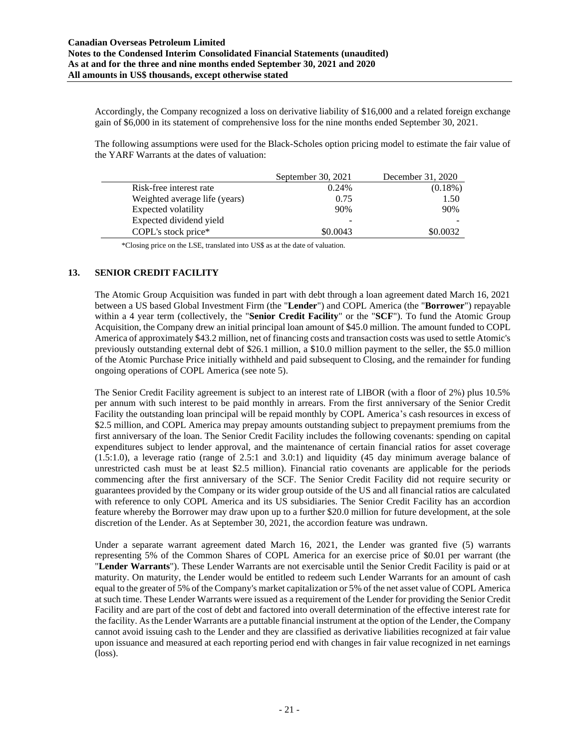Accordingly, the Company recognized a loss on derivative liability of $16,000 and a related foreign exchange gain of $6,000 in its statement of comprehensive loss for the nine months ended September 30, 2021.

The following assumptions were used for the Black-Scholes option pricing model to estimate the fair value of the YARF Warrants at the dates of valuation:

| | September 30, 2021 | December 31, 2020 |
|---|---|---|
| Risk-free interest rate | 0.24% | (0.18%) |
| Weighted average life (years) | 0.75 | 1.50 |
| Expected volatility | 90% | 90% |
| Expected dividend yield | - | - |
| COPL's stock price* | $0.0043 | $0.0032 |

*Closing price on the LSE, translated into US$ as at the date of valuation.

## 13. SENIOR CREDIT FACILITY

The Atomic Group Acquisition was funded in part with debt through a loan agreement dated March 16, 2021 between a US based Global Investment Firm (the "**Lender**") and COPL America (the "**Borrower**") repayable within a 4 year term (collectively, the "**Senior Credit Facility**" or the "**SCF**"). To fund the Atomic Group Acquisition, the Company drew an initial principal loan amount of $45.0 million. The amount funded to COPL America of approximately $43.2 million, net of financing costs and transaction costs was used to settle Atomic's previously outstanding external debt of $26.1 million, a $10.0 million payment to the seller, the $5.0 million of the Atomic Purchase Price initially withheld and paid subsequent to Closing, and the remainder for funding ongoing operations of COPL America (see note 5).

The Senior Credit Facility agreement is subject to an interest rate of LIBOR (with a floor of 2%) plus 10.5% per annum with such interest to be paid monthly in arrears. From the first anniversary of the Senior Credit Facility the outstanding loan principal will be repaid monthly by COPL America's cash resources in excess of $2.5 million, and COPL America may prepay amounts outstanding subject to prepayment premiums from the first anniversary of the loan. The Senior Credit Facility includes the following covenants: spending on capital expenditures subject to lender approval, and the maintenance of certain financial ratios for asset coverage (1.5:1.0), a leverage ratio (range of 2.5:1 and 3.0:1) and liquidity (45 day minimum average balance of unrestricted cash must be at least $2.5 million). Financial ratio covenants are applicable for the periods commencing after the first anniversary of the SCF. The Senior Credit Facility did not require security or guarantees provided by the Company or its wider group outside of the US and all financial ratios are calculated with reference to only COPL America and its US subsidiaries. The Senior Credit Facility has an accordion feature whereby the Borrower may draw upon up to a further $20.0 million for future development, at the sole discretion of the Lender. As at September 30, 2021, the accordion feature was undrawn.

Under a separate warrant agreement dated March 16, 2021, the Lender was granted five (5) warrants representing 5% of the Common Shares of COPL America for an exercise price of $0.01 per warrant (the "**Lender Warrants**"). These Lender Warrants are not exercisable until the Senior Credit Facility is paid or at maturity. On maturity, the Lender would be entitled to redeem such Lender Warrants for an amount of cash equal to the greater of 5% of the Company's market capitalization or 5% of the net asset value of COPL America at such time. These Lender Warrants were issued as a requirement of the Lender for providing the Senior Credit Facility and are part of the cost of debt and factored into overall determination of the effective interest rate for the facility. As the Lender Warrants are a puttable financial instrument at the option of the Lender, the Company cannot avoid issuing cash to the Lender and they are classified as derivative liabilities recognized at fair value upon issuance and measured at each reporting period end with changes in fair value recognized in net earnings (loss).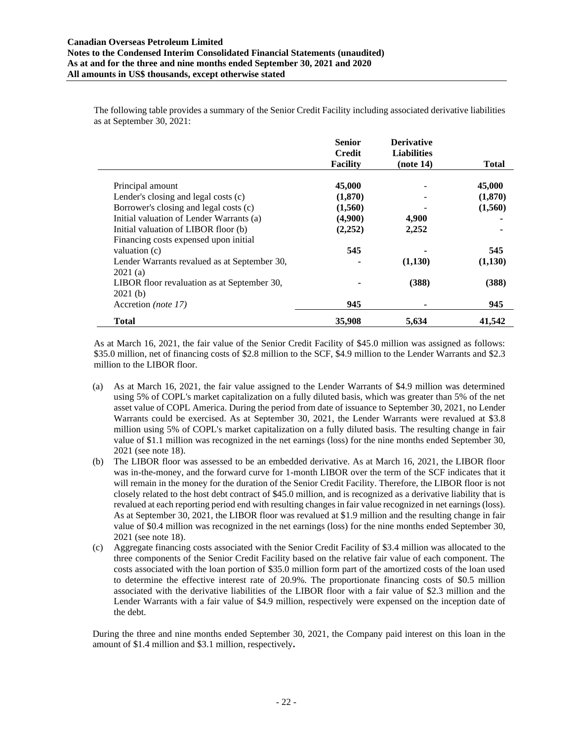The following table provides a summary of the Senior Credit Facility including associated derivative liabilities as at September 30, 2021:

| | Senior Credit Facility | Derivative Liabilities (note 14) | Total |
|---|---|---|---|
| Principal amount | 45,000 | - | 45,000 |
| Lender's closing and legal costs (c) | (1,870) | - | (1,870) |
| Borrower's closing and legal costs (c) | (1,560) | - | (1,560) |
| Initial valuation of Lender Warrants (a) | (4,900) | 4,900 | - |
| Initial valuation of LIBOR floor (b) | (2,252) | 2,252 | - |
| Financing costs expensed upon initial valuation (c) | 545 | - | 545 |
| Lender Warrants revalued as at September 30, 2021 (a) | - | (1,130) | (1,130) |
| LIBOR floor revaluation as at September 30, 2021 (b) | - | (388) | (388) |
| Accretion *(note 17)* | 945 | - | 945 |
| **Total** | **35,908** | **5,634** | **41,542** |

As at March 16, 2021, the fair value of the Senior Credit Facility of $45.0 million was assigned as follows: $35.0 million, net of financing costs of $2.8 million to the SCF, $4.9 million to the Lender Warrants and $2.3 million to the LIBOR floor.

(a) As at March 16, 2021, the fair value assigned to the Lender Warrants of $4.9 million was determined using 5% of COPL's market capitalization on a fully diluted basis, which was greater than 5% of the net asset value of COPL America. During the period from date of issuance to September 30, 2021, no Lender Warrants could be exercised. As at September 30, 2021, the Lender Warrants were revalued at $3.8 million using 5% of COPL's market capitalization on a fully diluted basis. The resulting change in fair value of $1.1 million was recognized in the net earnings (loss) for the nine months ended September 30, 2021 (see note 18).

(b) The LIBOR floor was assessed to be an embedded derivative. As at March 16, 2021, the LIBOR floor was in-the-money, and the forward curve for 1-month LIBOR over the term of the SCF indicates that it will remain in the money for the duration of the Senior Credit Facility. Therefore, the LIBOR floor is not closely related to the host debt contract of $45.0 million, and is recognized as a derivative liability that is revalued at each reporting period end with resulting changes in fair value recognized in net earnings (loss). As at September 30, 2021, the LIBOR floor was revalued at $1.9 million and the resulting change in fair value of $0.4 million was recognized in the net earnings (loss) for the nine months ended September 30, 2021 (see note 18).

(c) Aggregate financing costs associated with the Senior Credit Facility of $3.4 million was allocated to the three components of the Senior Credit Facility based on the relative fair value of each component. The costs associated with the loan portion of $35.0 million form part of the amortized costs of the loan used to determine the effective interest rate of 20.9%. The proportionate financing costs of $0.5 million associated with the derivative liabilities of the LIBOR floor with a fair value of $2.3 million and the Lender Warrants with a fair value of $4.9 million, respectively were expensed on the inception date of the debt.

During the three and nine months ended September 30, 2021, the Company paid interest on this loan in the amount of $1.4 million and $3.1 million, respectively**.**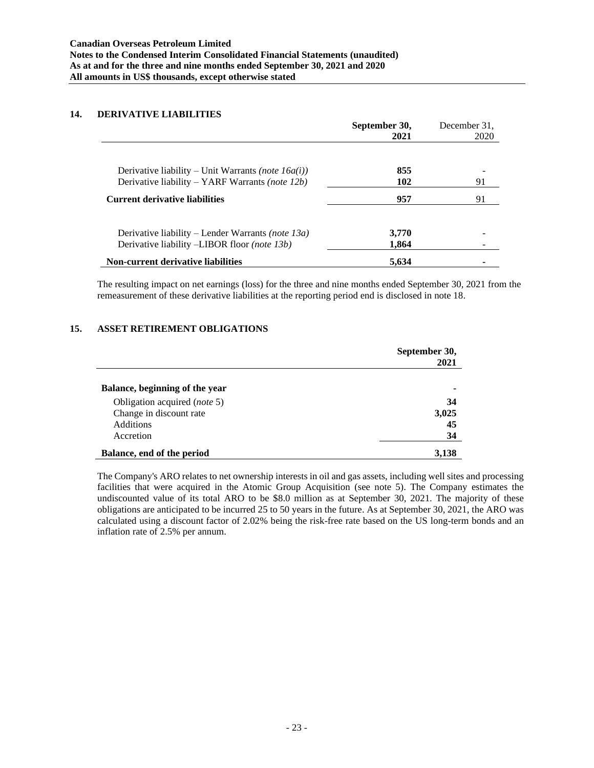## 14. DERIVATIVE LIABILITIES

| | September 30, 2021 | December 31, 2020 |
|---|---|---|
| Derivative liability – Unit Warrants *(note 16a(i))* | **855** | - |
| Derivative liability – YARF Warrants *(note 12b)* | **102** | 91 |
| **Current derivative liabilities** | **957** | 91 |
| Derivative liability – Lender Warrants *(note 13a)* | **3,770** | - |
| Derivative liability –LIBOR floor *(note 13b)* | **1,864** | - |
| **Non-current derivative liabilities** | **5,634** | - |

The resulting impact on net earnings (loss) for the three and nine months ended September 30, 2021 from the remeasurement of these derivative liabilities at the reporting period end is disclosed in note 18.

## 15. ASSET RETIREMENT OBLIGATIONS

| | September 30, 2021 |
|---|---|
| **Balance, beginning of the year** | - |
| Obligation acquired (*note* 5) | **34** |
| Change in discount rate | **3,025** |
| Additions | **45** |
| Accretion | **34** |
| **Balance, end of the period** | **3,138** |

The Company's ARO relates to net ownership interests in oil and gas assets, including well sites and processing facilities that were acquired in the Atomic Group Acquisition (see note 5). The Company estimates the undiscounted value of its total ARO to be $8.0 million as at September 30, 2021. The majority of these obligations are anticipated to be incurred 25 to 50 years in the future. As at September 30, 2021, the ARO was calculated using a discount factor of 2.02% being the risk-free rate based on the US long-term bonds and an inflation rate of 2.5% per annum.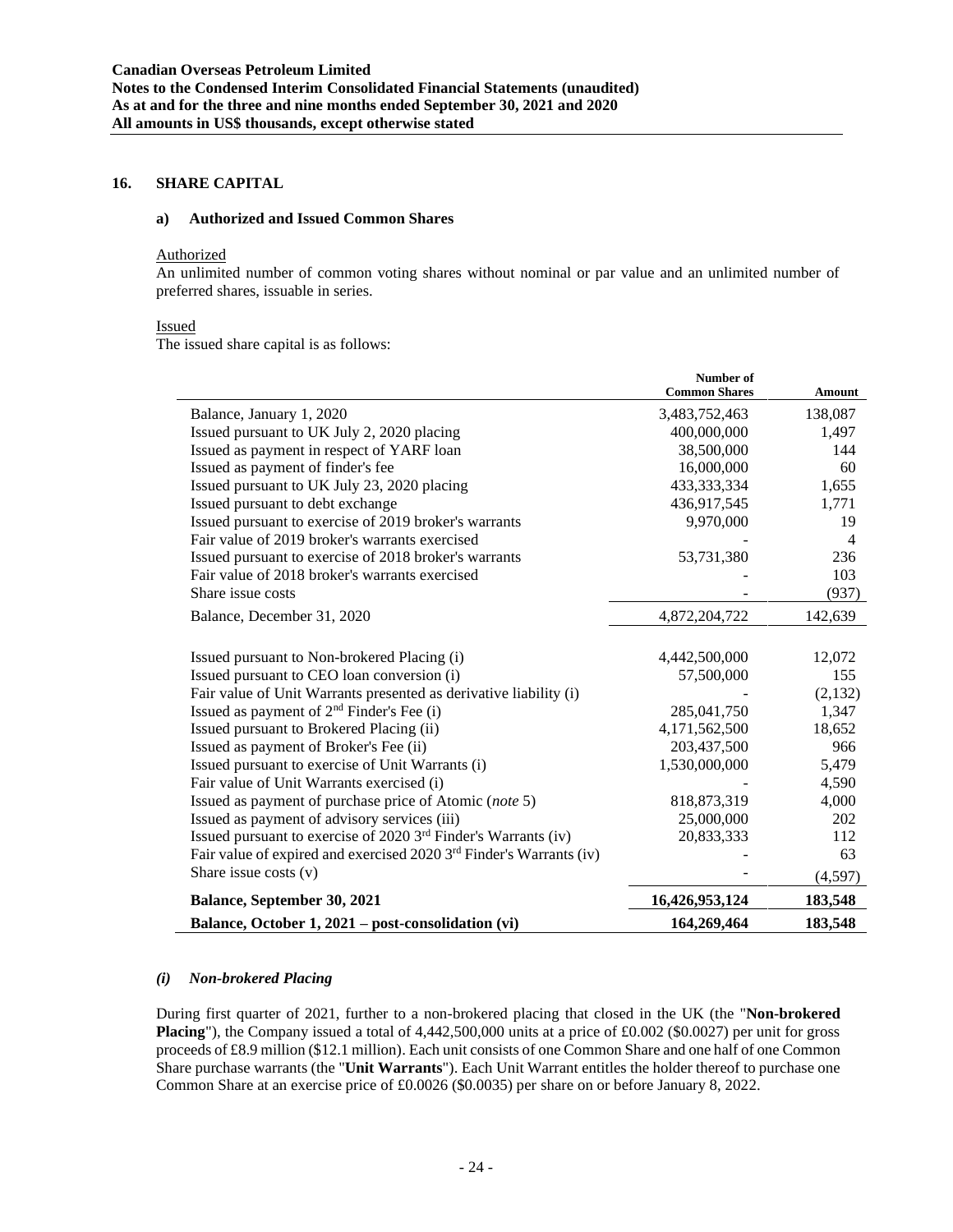## 16. SHARE CAPITAL

### a) Authorized and Issued Common Shares

Authorized

An unlimited number of common voting shares without nominal or par value and an unlimited number of preferred shares, issuable in series.

Issued

The issued share capital is as follows:

| | Number of Common Shares | Amount |
|---|---|---|
| Balance, January 1, 2020 | 3,483,752,463 | 138,087 |
| Issued pursuant to UK July 2, 2020 placing | 400,000,000 | 1,497 |
| Issued as payment in respect of YARF loan | 38,500,000 | 144 |
| Issued as payment of finder's fee | 16,000,000 | 60 |
| Issued pursuant to UK July 23, 2020 placing | 433,333,334 | 1,655 |
| Issued pursuant to debt exchange | 436,917,545 | 1,771 |
| Issued pursuant to exercise of 2019 broker's warrants | 9,970,000 | 19 |
| Fair value of 2019 broker's warrants exercised | - | 4 |
| Issued pursuant to exercise of 2018 broker's warrants | 53,731,380 | 236 |
| Fair value of 2018 broker's warrants exercised | - | 103 |
| Share issue costs | - | (937) |
| Balance, December 31, 2020 | 4,872,204,722 | 142,639 |
| | | |
| Issued pursuant to Non-brokered Placing (i) | 4,442,500,000 | 12,072 |
| Issued pursuant to CEO loan conversion (i) | 57,500,000 | 155 |
| Fair value of Unit Warrants presented as derivative liability (i) | - | (2,132) |
| Issued as payment of 2nd Finder's Fee (i) | 285,041,750 | 1,347 |
| Issued pursuant to Brokered Placing (ii) | 4,171,562,500 | 18,652 |
| Issued as payment of Broker's Fee (ii) | 203,437,500 | 966 |
| Issued pursuant to exercise of Unit Warrants (i) | 1,530,000,000 | 5,479 |
| Fair value of Unit Warrants exercised (i) | - | 4,590 |
| Issued as payment of purchase price of Atomic (*note* 5) | 818,873,319 | 4,000 |
| Issued as payment of advisory services (iii) | 25,000,000 | 202 |
| Issued pursuant to exercise of 2020 3rd Finder's Warrants (iv) | 20,833,333 | 112 |
| Fair value of expired and exercised 2020 3rd Finder's Warrants (iv) | - | 63 |
| Share issue costs (v) | - | (4,597) |
| **Balance, September 30, 2021** | **16,426,953,124** | **183,548** |
| **Balance, October 1, 2021 – post-consolidation (vi)** | **164,269,464** | **183,548** |

#### *(i) Non-brokered Placing*

During first quarter of 2021, further to a non-brokered placing that closed in the UK (the "**Non-brokered Placing**"), the Company issued a total of 4,442,500,000 units at a price of £0.002 ($0.0027) per unit for gross proceeds of £8.9 million ($12.1 million). Each unit consists of one Common Share and one half of one Common Share purchase warrants (the "**Unit Warrants**"). Each Unit Warrant entitles the holder thereof to purchase one Common Share at an exercise price of £0.0026 ($0.0035) per share on or before January 8, 2022.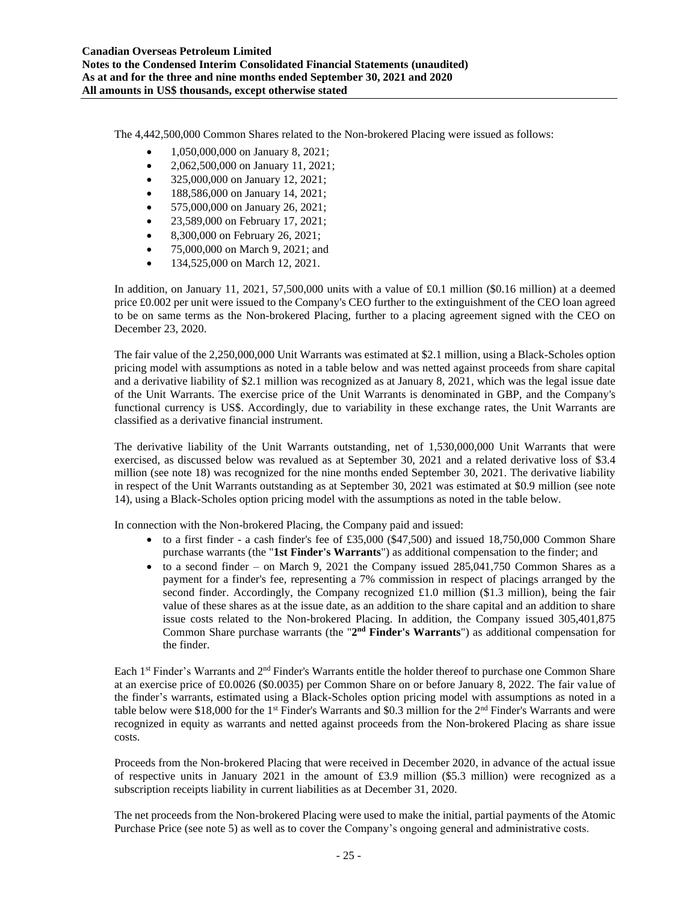The 4,442,500,000 Common Shares related to the Non-brokered Placing were issued as follows:

- 1,050,000,000 on January 8, 2021;
- 2,062,500,000 on January 11, 2021;
- 325,000,000 on January 12, 2021;
- 188,586,000 on January 14, 2021;
- 575,000,000 on January 26, 2021;
- 23,589,000 on February 17, 2021;
- 8,300,000 on February 26, 2021;
- 75,000,000 on March 9, 2021; and
- 134,525,000 on March 12, 2021.

In addition, on January 11, 2021, 57,500,000 units with a value of £0.1 million ($0.16 million) at a deemed price £0.002 per unit were issued to the Company's CEO further to the extinguishment of the CEO loan agreed to be on same terms as the Non-brokered Placing, further to a placing agreement signed with the CEO on December 23, 2020.

The fair value of the 2,250,000,000 Unit Warrants was estimated at $2.1 million, using a Black-Scholes option pricing model with assumptions as noted in a table below and was netted against proceeds from share capital and a derivative liability of $2.1 million was recognized as at January 8, 2021, which was the legal issue date of the Unit Warrants. The exercise price of the Unit Warrants is denominated in GBP, and the Company's functional currency is US$. Accordingly, due to variability in these exchange rates, the Unit Warrants are classified as a derivative financial instrument.

The derivative liability of the Unit Warrants outstanding, net of 1,530,000,000 Unit Warrants that were exercised, as discussed below was revalued as at September 30, 2021 and a related derivative loss of $3.4 million (see note 18) was recognized for the nine months ended September 30, 2021. The derivative liability in respect of the Unit Warrants outstanding as at September 30, 2021 was estimated at $0.9 million (see note 14), using a Black-Scholes option pricing model with the assumptions as noted in the table below.

In connection with the Non-brokered Placing, the Company paid and issued:

- to a first finder - a cash finder's fee of £35,000 ($47,500) and issued 18,750,000 Common Share purchase warrants (the "**1st Finder's Warrants**") as additional compensation to the finder; and
- to a second finder – on March 9, 2021 the Company issued 285,041,750 Common Shares as a payment for a finder's fee, representing a 7% commission in respect of placings arranged by the second finder. Accordingly, the Company recognized £1.0 million ($1.3 million), being the fair value of these shares as at the issue date, as an addition to the share capital and an addition to share issue costs related to the Non-brokered Placing. In addition, the Company issued 305,401,875 Common Share purchase warrants (the "**2nd Finder's Warrants**") as additional compensation for the finder.

Each 1st Finder's Warrants and 2nd Finder's Warrants entitle the holder thereof to purchase one Common Share at an exercise price of £0.0026 ($0.0035) per Common Share on or before January 8, 2022. The fair value of the finder's warrants, estimated using a Black-Scholes option pricing model with assumptions as noted in a table below were $18,000 for the 1st Finder's Warrants and $0.3 million for the 2nd Finder's Warrants and were recognized in equity as warrants and netted against proceeds from the Non-brokered Placing as share issue costs.

Proceeds from the Non-brokered Placing that were received in December 2020, in advance of the actual issue of respective units in January 2021 in the amount of £3.9 million ($5.3 million) were recognized as a subscription receipts liability in current liabilities as at December 31, 2020.

The net proceeds from the Non-brokered Placing were used to make the initial, partial payments of the Atomic Purchase Price (see note 5) as well as to cover the Company's ongoing general and administrative costs.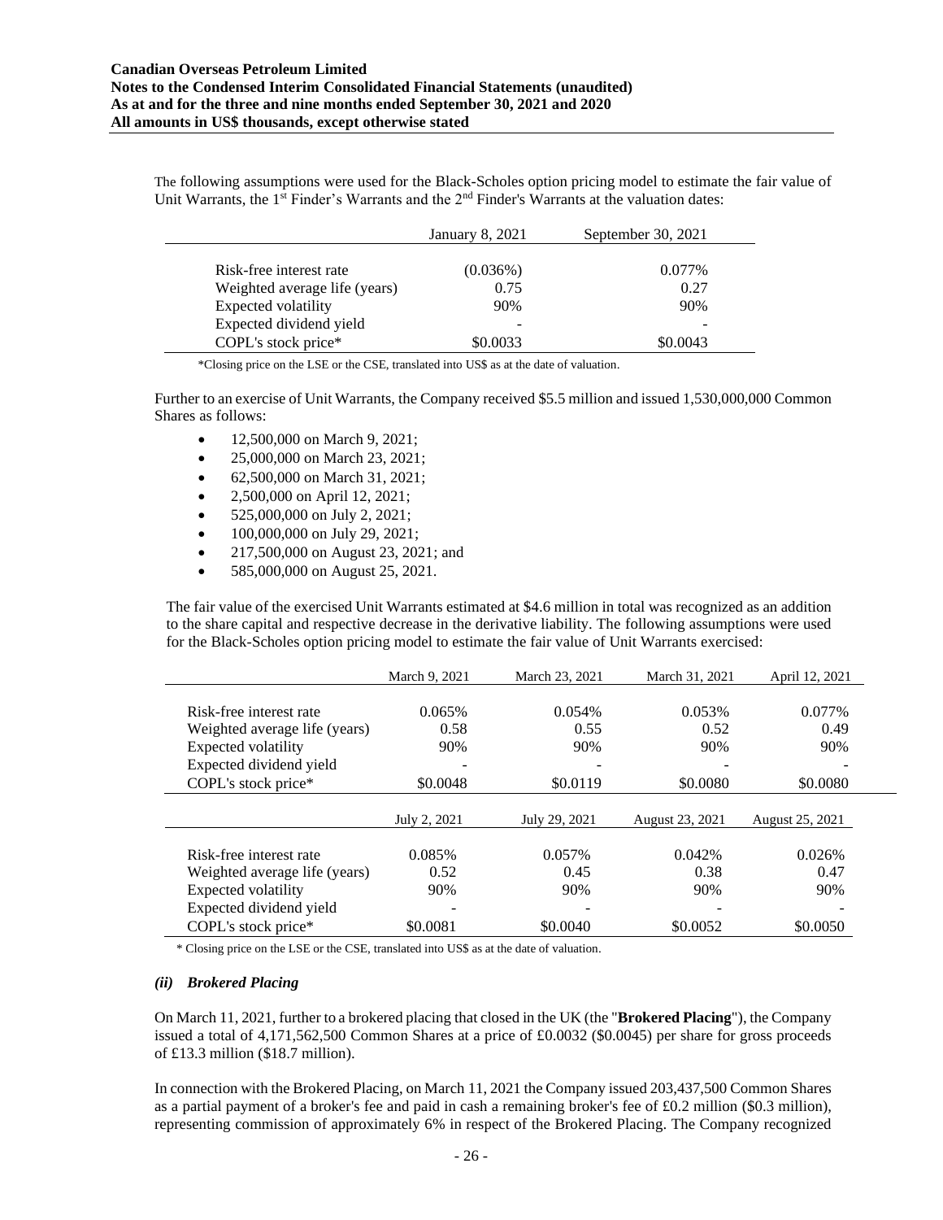The following assumptions were used for the Black-Scholes option pricing model to estimate the fair value of Unit Warrants, the 1st Finder's Warrants and the 2nd Finder's Warrants at the valuation dates:

| | January 8, 2021 | September 30, 2021 |
|---|---|---|
| Risk-free interest rate | (0.036%) | 0.077% |
| Weighted average life (years) | 0.75 | 0.27 |
| Expected volatility | 90% | 90% |
| Expected dividend yield | - | - |
| COPL's stock price* | $0.0033 | $0.0043 |

*Closing price on the LSE or the CSE, translated into US$ as at the date of valuation.

Further to an exercise of Unit Warrants, the Company received $5.5 million and issued 1,530,000,000 Common Shares as follows:

- 12,500,000 on March 9, 2021;
- 25,000,000 on March 23, 2021;
- 62,500,000 on March 31, 2021;
- 2,500,000 on April 12, 2021;
- 525,000,000 on July 2, 2021;
- 100,000,000 on July 29, 2021;
- 217,500,000 on August 23, 2021; and
- 585,000,000 on August 25, 2021.

The fair value of the exercised Unit Warrants estimated at $4.6 million in total was recognized as an addition to the share capital and respective decrease in the derivative liability. The following assumptions were used for the Black-Scholes option pricing model to estimate the fair value of Unit Warrants exercised:

| | March 9, 2021 | March 23, 2021 | March 31, 2021 | April 12, 2021 |
|---|---|---|---|---|
| Risk-free interest rate | 0.065% | 0.054% | 0.053% | 0.077% |
| Weighted average life (years) | 0.58 | 0.55 | 0.52 | 0.49 |
| Expected volatility | 90% | 90% | 90% | 90% |
| Expected dividend yield | - | - | - | - |
| COPL's stock price* | $0.0048 | $0.0119 | $0.0080 | $0.0080 |
| | **July 2, 2021** | **July 29, 2021** | **August 23, 2021** | **August 25, 2021** |
| Risk-free interest rate | 0.085% | 0.057% | 0.042% | 0.026% |
| Weighted average life (years) | 0.52 | 0.45 | 0.38 | 0.47 |
| Expected volatility | 90% | 90% | 90% | 90% |
| Expected dividend yield | - | - | - | - |
| COPL's stock price* | $0.0081 | $0.0040 | $0.0052 | $0.0050 |

\* Closing price on the LSE or the CSE, translated into US$ as at the date of valuation.

#### *(ii) Brokered Placing*

On March 11, 2021, further to a brokered placing that closed in the UK (the "**Brokered Placing**"), the Company issued a total of 4,171,562,500 Common Shares at a price of £0.0032 ($0.0045) per share for gross proceeds of £13.3 million ($18.7 million).

In connection with the Brokered Placing, on March 11, 2021 the Company issued 203,437,500 Common Shares as a partial payment of a broker's fee and paid in cash a remaining broker's fee of £0.2 million ($0.3 million), representing commission of approximately 6% in respect of the Brokered Placing. The Company recognized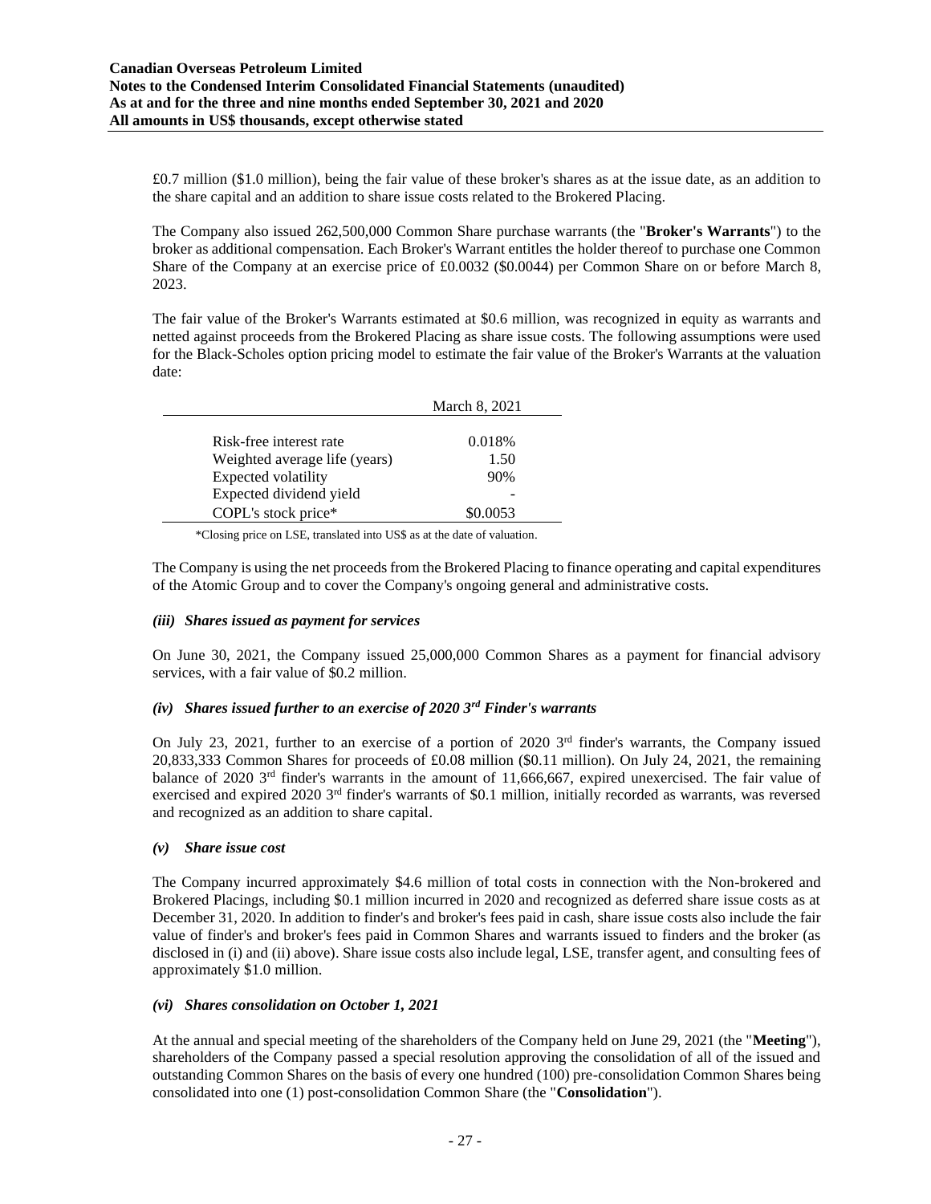£0.7 million ($1.0 million), being the fair value of these broker's shares as at the issue date, as an addition to the share capital and an addition to share issue costs related to the Brokered Placing.

The Company also issued 262,500,000 Common Share purchase warrants (the "**Broker's Warrants**") to the broker as additional compensation. Each Broker's Warrant entitles the holder thereof to purchase one Common Share of the Company at an exercise price of £0.0032 ($0.0044) per Common Share on or before March 8, 2023.

The fair value of the Broker's Warrants estimated at $0.6 million, was recognized in equity as warrants and netted against proceeds from the Brokered Placing as share issue costs. The following assumptions were used for the Black-Scholes option pricing model to estimate the fair value of the Broker's Warrants at the valuation date:

| | March 8, 2021 |
|---|---|
| Risk-free interest rate | 0.018% |
| Weighted average life (years) | 1.50 |
| Expected volatility | 90% |
| Expected dividend yield | - |
| COPL's stock price* | $0.0053 |

*Closing price on LSE, translated into US$ as at the date of valuation.

The Company is using the net proceeds from the Brokered Placing to finance operating and capital expenditures of the Atomic Group and to cover the Company's ongoing general and administrative costs.

#### *(iii) Shares issued as payment for services*

On June 30, 2021, the Company issued 25,000,000 Common Shares as a payment for financial advisory services, with a fair value of $0.2 million.

#### *(iv) Shares issued further to an exercise of 2020 3rd Finder's warrants*

On July 23, 2021, further to an exercise of a portion of 2020 3rd finder's warrants, the Company issued 20,833,333 Common Shares for proceeds of £0.08 million ($0.11 million). On July 24, 2021, the remaining balance of 2020 3rd finder's warrants in the amount of 11,666,667, expired unexercised. The fair value of exercised and expired 2020 3rd finder's warrants of $0.1 million, initially recorded as warrants, was reversed and recognized as an addition to share capital.

#### *(v) Share issue cost*

The Company incurred approximately $4.6 million of total costs in connection with the Non-brokered and Brokered Placings, including $0.1 million incurred in 2020 and recognized as deferred share issue costs as at December 31, 2020. In addition to finder's and broker's fees paid in cash, share issue costs also include the fair value of finder's and broker's fees paid in Common Shares and warrants issued to finders and the broker (as disclosed in (i) and (ii) above). Share issue costs also include legal, LSE, transfer agent, and consulting fees of approximately $1.0 million.

#### *(vi) Shares consolidation on October 1, 2021*

At the annual and special meeting of the shareholders of the Company held on June 29, 2021 (the "**Meeting**"), shareholders of the Company passed a special resolution approving the consolidation of all of the issued and outstanding Common Shares on the basis of every one hundred (100) pre-consolidation Common Shares being consolidated into one (1) post-consolidation Common Share (the "**Consolidation**").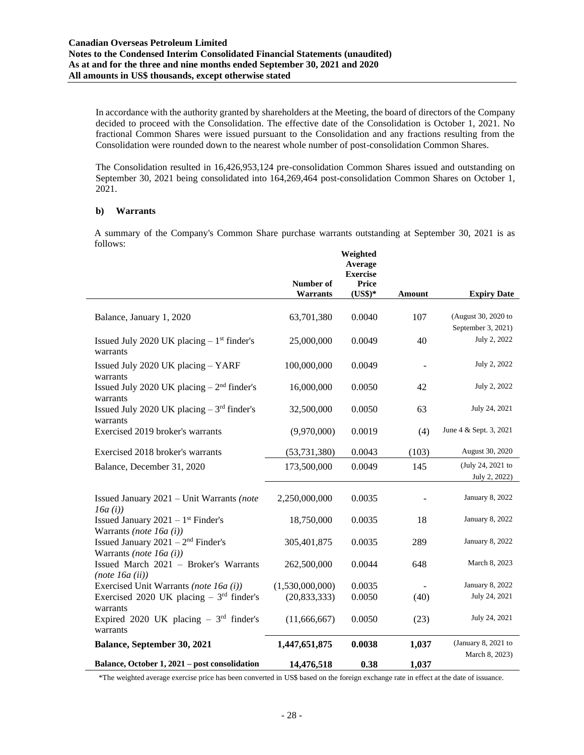In accordance with the authority granted by shareholders at the Meeting, the board of directors of the Company decided to proceed with the Consolidation. The effective date of the Consolidation is October 1, 2021. No fractional Common Shares were issued pursuant to the Consolidation and any fractions resulting from the Consolidation were rounded down to the nearest whole number of post-consolidation Common Shares.

The Consolidation resulted in 16,426,953,124 pre-consolidation Common Shares issued and outstanding on September 30, 2021 being consolidated into 164,269,464 post-consolidation Common Shares on October 1, 2021.

### b) Warrants

A summary of the Company's Common Share purchase warrants outstanding at September 30, 2021 is as follows:

| | Number of Warrants | Weighted Average Exercise Price (US$)* | Amount | Expiry Date |
|---|---|---|---|---|
| Balance, January 1, 2020 | 63,701,380 | 0.0040 | 107 | (August 30, 2020 to September 3, 2021) |
| Issued July 2020 UK placing – 1st finder's warrants | 25,000,000 | 0.0049 | 40 | July 2, 2022 |
| Issued July 2020 UK placing – YARF warrants | 100,000,000 | 0.0049 | - | July 2, 2022 |
| Issued July 2020 UK placing – 2nd finder's warrants | 16,000,000 | 0.0050 | 42 | July 2, 2022 |
| Issued July 2020 UK placing – 3rd finder's warrants | 32,500,000 | 0.0050 | 63 | July 24, 2021 |
| Exercised 2019 broker's warrants | (9,970,000) | 0.0019 | (4) | June 4 & Sept. 3, 2021 |
| Exercised 2018 broker's warrants | (53,731,380) | 0.0043 | (103) | August 30, 2020 |
| Balance, December 31, 2020 | 173,500,000 | 0.0049 | 145 | (July 24, 2021 to July 2, 2022) |
| Issued January 2021 – Unit Warrants *(note 16a (i))* | 2,250,000,000 | 0.0035 | - | January 8, 2022 |
| Issued January 2021 – 1st Finder's Warrants *(note 16a (i))* | 18,750,000 | 0.0035 | 18 | January 8, 2022 |
| Issued January 2021 – 2nd Finder's Warrants *(note 16a (i))* | 305,401,875 | 0.0035 | 289 | January 8, 2022 |
| Issued March 2021 – Broker's Warrants *(note 16a (ii))* | 262,500,000 | 0.0044 | 648 | March 8, 2023 |
| Exercised Unit Warrants *(note 16a (i))* | (1,530,000,000) | 0.0035 | - | January 8, 2022 |
| Exercised 2020 UK placing – 3rd finder's warrants | (20,833,333) | 0.0050 | (40) | July 24, 2021 |
| Expired 2020 UK placing – 3rd finder's warrants | (11,666,667) | 0.0050 | (23) | July 24, 2021 |
| **Balance, September 30, 2021** | **1,447,651,875** | **0.0038** | **1,037** | (January 8, 2021 to March 8, 2023) |
| **Balance, October 1, 2021 – post consolidation** | **14,476,518** | **0.38** | **1,037** | |

*The weighted average exercise price has been converted in US$ based on the foreign exchange rate in effect at the date of issuance.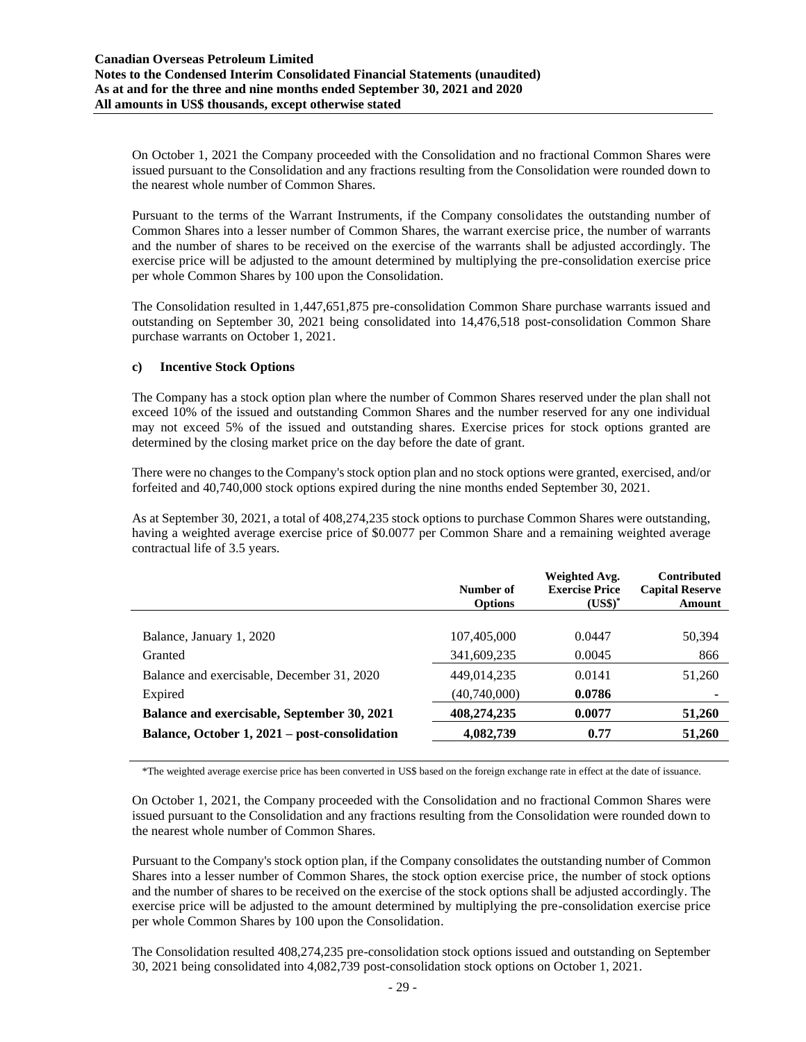On October 1, 2021 the Company proceeded with the Consolidation and no fractional Common Shares were issued pursuant to the Consolidation and any fractions resulting from the Consolidation were rounded down to the nearest whole number of Common Shares.

Pursuant to the terms of the Warrant Instruments, if the Company consolidates the outstanding number of Common Shares into a lesser number of Common Shares, the warrant exercise price, the number of warrants and the number of shares to be received on the exercise of the warrants shall be adjusted accordingly. The exercise price will be adjusted to the amount determined by multiplying the pre-consolidation exercise price per whole Common Shares by 100 upon the Consolidation.

The Consolidation resulted in 1,447,651,875 pre-consolidation Common Share purchase warrants issued and outstanding on September 30, 2021 being consolidated into 14,476,518 post-consolidation Common Share purchase warrants on October 1, 2021.

### c) Incentive Stock Options

The Company has a stock option plan where the number of Common Shares reserved under the plan shall not exceed 10% of the issued and outstanding Common Shares and the number reserved for any one individual may not exceed 5% of the issued and outstanding shares. Exercise prices for stock options granted are determined by the closing market price on the day before the date of grant.

There were no changes to the Company's stock option plan and no stock options were granted, exercised, and/or forfeited and 40,740,000 stock options expired during the nine months ended September 30, 2021.

As at September 30, 2021, a total of 408,274,235 stock options to purchase Common Shares were outstanding, having a weighted average exercise price of $0.0077 per Common Share and a remaining weighted average contractual life of 3.5 years.

| | Number of Options | Weighted Avg. Exercise Price (US$)* | Contributed Capital Reserve Amount |
|---|---|---|---|
| Balance, January 1, 2020 | 107,405,000 | 0.0447 | 50,394 |
| Granted | 341,609,235 | 0.0045 | 866 |
| Balance and exercisable, December 31, 2020 | 449,014,235 | 0.0141 | 51,260 |
| Expired | (40,740,000) | **0.0786** | - |
| **Balance and exercisable, September 30, 2021** | **408,274,235** | **0.0077** | **51,260** |
| **Balance, October 1, 2021 – post-consolidation** | **4,082,739** | **0.77** | **51,260** |

*The weighted average exercise price has been converted in US$ based on the foreign exchange rate in effect at the date of issuance.

On October 1, 2021, the Company proceeded with the Consolidation and no fractional Common Shares were issued pursuant to the Consolidation and any fractions resulting from the Consolidation were rounded down to the nearest whole number of Common Shares.

Pursuant to the Company's stock option plan, if the Company consolidates the outstanding number of Common Shares into a lesser number of Common Shares, the stock option exercise price, the number of stock options and the number of shares to be received on the exercise of the stock options shall be adjusted accordingly. The exercise price will be adjusted to the amount determined by multiplying the pre-consolidation exercise price per whole Common Shares by 100 upon the Consolidation.

The Consolidation resulted 408,274,235 pre-consolidation stock options issued and outstanding on September 30, 2021 being consolidated into 4,082,739 post-consolidation stock options on October 1, 2021.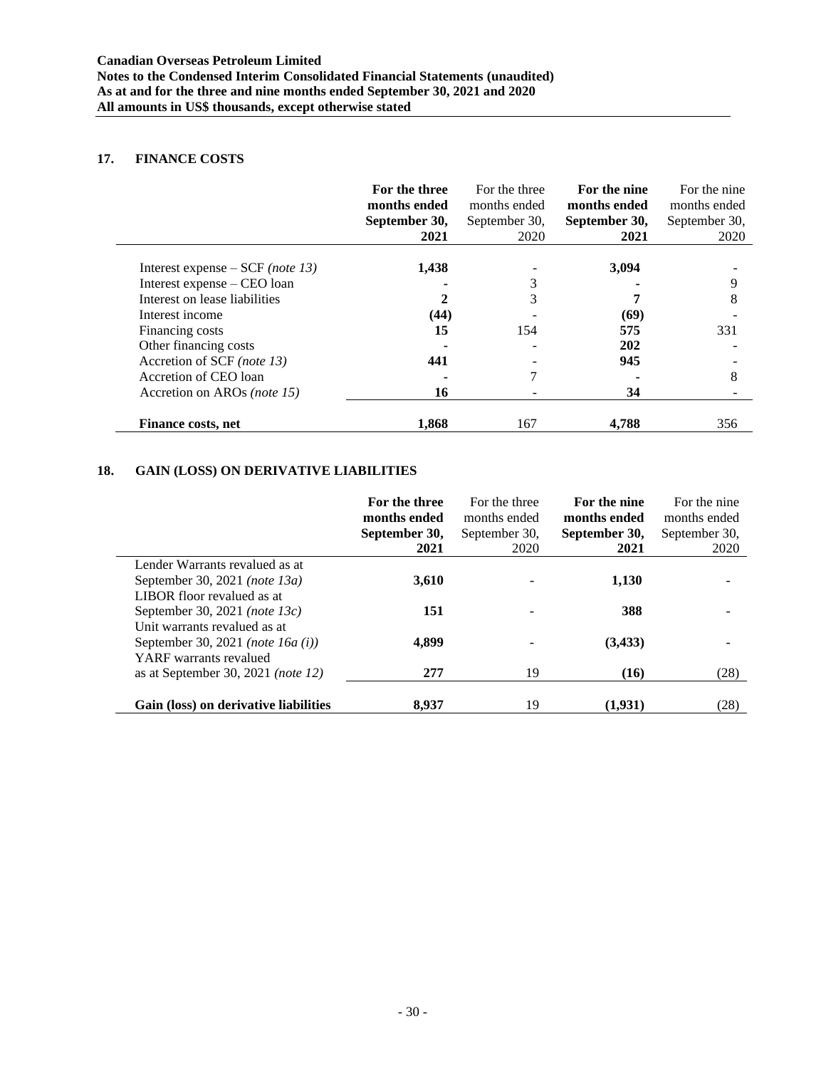## 17. FINANCE COSTS

| | For the three months ended September 30, 2021 | For the three months ended September 30, 2020 | For the nine months ended September 30, 2021 | For the nine months ended September 30, 2020 |
|---|---|---|---|---|
| Interest expense – SCF *(note 13)* | **1,438** | - | **3,094** | - |
| Interest expense – CEO loan | **-** | 3 | **-** | 9 |
| Interest on lease liabilities | **2** | 3 | **7** | 8 |
| Interest income | **(44)** | - | **(69)** | - |
| Financing costs | **15** | 154 | **575** | 331 |
| Other financing costs | **-** | - | **202** | - |
| Accretion of SCF *(note 13)* | **441** | - | **945** | - |
| Accretion of CEO loan | **-** | 7 | **-** | 8 |
| Accretion on AROs *(note 15)* | **16** | - | **34** | - |
| **Finance costs, net** | **1,868** | 167 | **4,788** | 356 |

## 18. GAIN (LOSS) ON DERIVATIVE LIABILITIES

| | For the three months ended September 30, 2021 | For the three months ended September 30, 2020 | For the nine months ended September 30, 2021 | For the nine months ended September 30, 2020 |
|---|---|---|---|---|
| Lender Warrants revalued as at September 30, 2021 *(note 13a)* | **3,610** | - | **1,130** | - |
| LIBOR floor revalued as at September 30, 2021 *(note 13c)* | **151** | - | **388** | - |
| Unit warrants revalued as at September 30, 2021 *(note 16a (i))* | **4,899** | - | **(3,433)** | - |
| YARF warrants revalued as at September 30, 2021 *(note 12)* | **277** | 19 | **(16)** | (28) |
| **Gain (loss) on derivative liabilities** | **8,937** | 19 | **(1,931)** | (28) |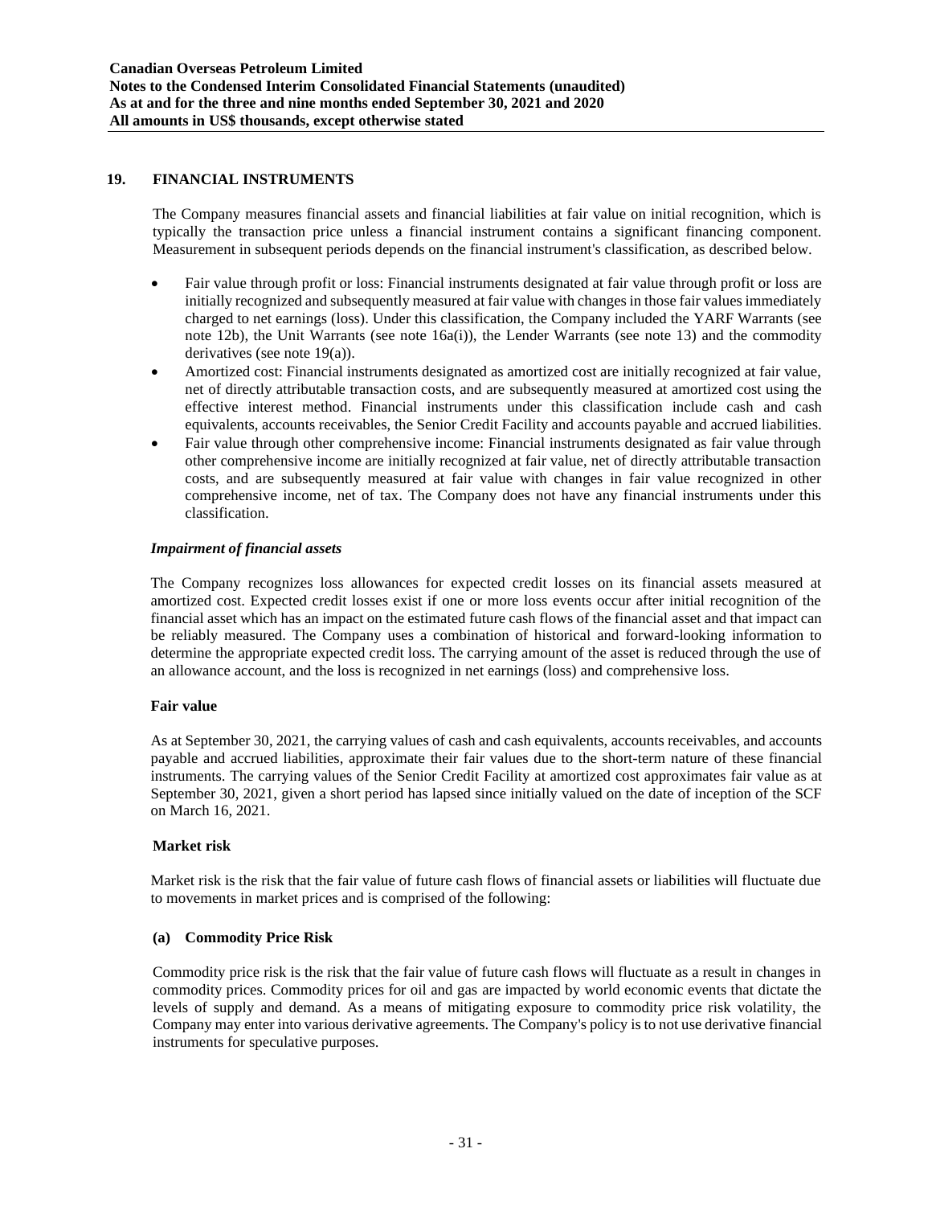## 19. FINANCIAL INSTRUMENTS

The Company measures financial assets and financial liabilities at fair value on initial recognition, which is typically the transaction price unless a financial instrument contains a significant financing component. Measurement in subsequent periods depends on the financial instrument's classification, as described below.

- Fair value through profit or loss: Financial instruments designated at fair value through profit or loss are initially recognized and subsequently measured at fair value with changes in those fair values immediately charged to net earnings (loss). Under this classification, the Company included the YARF Warrants (see note 12b), the Unit Warrants (see note 16a(i)), the Lender Warrants (see note 13) and the commodity derivatives (see note 19(a)).
- Amortized cost: Financial instruments designated as amortized cost are initially recognized at fair value, net of directly attributable transaction costs, and are subsequently measured at amortized cost using the effective interest method. Financial instruments under this classification include cash and cash equivalents, accounts receivables, the Senior Credit Facility and accounts payable and accrued liabilities.
- Fair value through other comprehensive income: Financial instruments designated as fair value through other comprehensive income are initially recognized at fair value, net of directly attributable transaction costs, and are subsequently measured at fair value with changes in fair value recognized in other comprehensive income, net of tax. The Company does not have any financial instruments under this classification.

### *Impairment of financial assets*

The Company recognizes loss allowances for expected credit losses on its financial assets measured at amortized cost. Expected credit losses exist if one or more loss events occur after initial recognition of the financial asset which has an impact on the estimated future cash flows of the financial asset and that impact can be reliably measured. The Company uses a combination of historical and forward-looking information to determine the appropriate expected credit loss. The carrying amount of the asset is reduced through the use of an allowance account, and the loss is recognized in net earnings (loss) and comprehensive loss.

### Fair value

As at September 30, 2021, the carrying values of cash and cash equivalents, accounts receivables, and accounts payable and accrued liabilities, approximate their fair values due to the short-term nature of these financial instruments. The carrying values of the Senior Credit Facility at amortized cost approximates fair value as at September 30, 2021, given a short period has lapsed since initially valued on the date of inception of the SCF on March 16, 2021.

### Market risk

Market risk is the risk that the fair value of future cash flows of financial assets or liabilities will fluctuate due to movements in market prices and is comprised of the following:

#### (a) Commodity Price Risk

Commodity price risk is the risk that the fair value of future cash flows will fluctuate as a result in changes in commodity prices. Commodity prices for oil and gas are impacted by world economic events that dictate the levels of supply and demand. As a means of mitigating exposure to commodity price risk volatility, the Company may enter into various derivative agreements. The Company's policy is to not use derivative financial instruments for speculative purposes.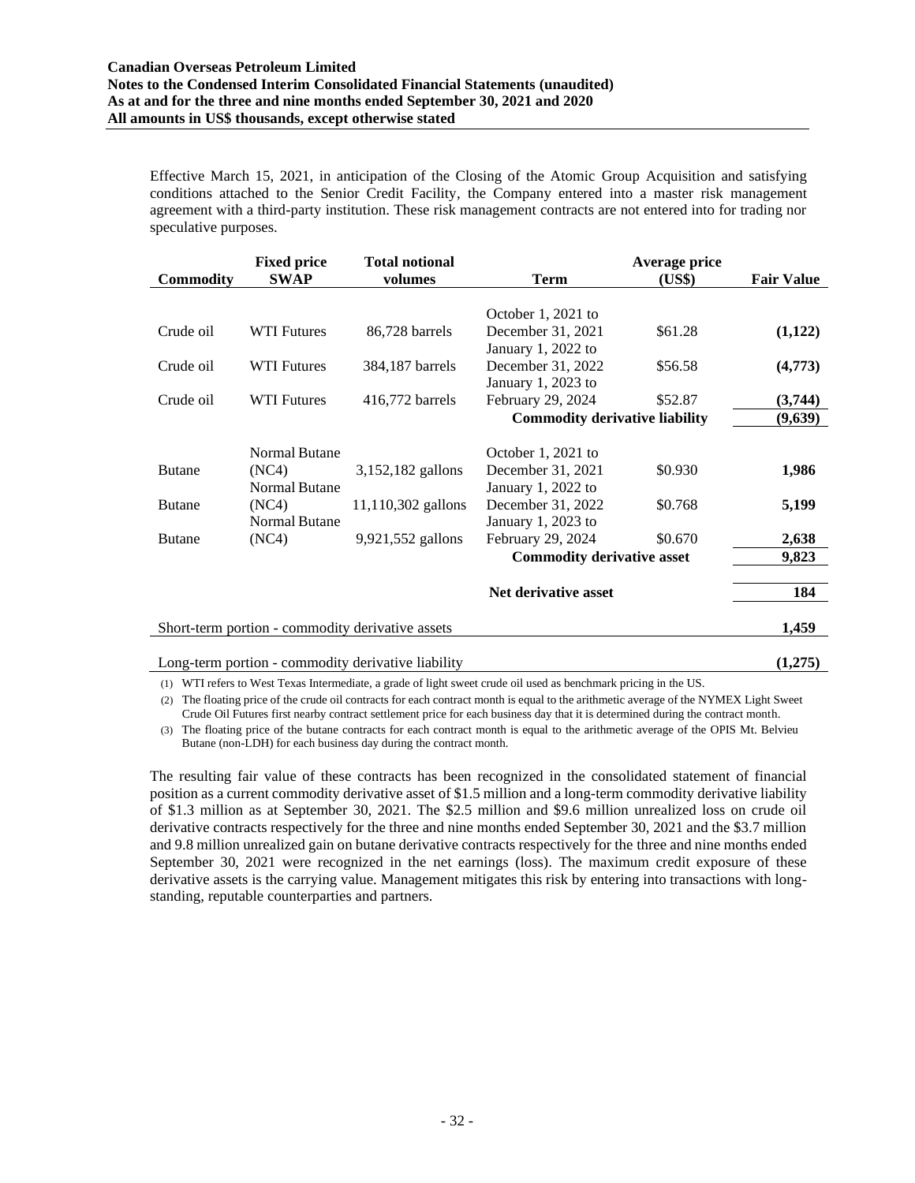Effective March 15, 2021, in anticipation of the Closing of the Atomic Group Acquisition and satisfying conditions attached to the Senior Credit Facility, the Company entered into a master risk management agreement with a third-party institution. These risk management contracts are not entered into for trading nor speculative purposes.

| Commodity | Fixed price SWAP | Total notional volumes | Term | Average price (US$) | Fair Value |
|---|---|---|---|---|---|
| Crude oil | WTI Futures | 86,728 barrels | October 1, 2021 to December 31, 2021 | $61.28 | **(1,122)** |
| Crude oil | WTI Futures | 384,187 barrels | January 1, 2022 to December 31, 2022 | $56.58 | **(4,773)** |
| Crude oil | WTI Futures | 416,772 barrels | January 1, 2023 to February 29, 2024 | $52.87 | **(3,744)** |
| | | | **Commodity derivative liability** | | **(9,639)** |
| Butane | Normal Butane (NC4) | 3,152,182 gallons | October 1, 2021 to December 31, 2021 | $0.930 | **1,986** |
| Butane | Normal Butane (NC4) | 11,110,302 gallons | January 1, 2022 to December 31, 2022 | $0.768 | **5,199** |
| Butane | Normal Butane (NC4) | 9,921,552 gallons | January 1, 2023 to February 29, 2024 | $0.670 | **2,638** |
| | | | **Commodity derivative asset** | | **9,823** |
| | | | **Net derivative asset** | | **184** |
| Short-term portion - commodity derivative assets | | | | | **1,459** |
| Long-term portion - commodity derivative liability | | | | | **(1,275)** |

(1) WTI refers to West Texas Intermediate, a grade of light sweet crude oil used as benchmark pricing in the US.

(2) The floating price of the crude oil contracts for each contract month is equal to the arithmetic average of the NYMEX Light Sweet Crude Oil Futures first nearby contract settlement price for each business day that it is determined during the contract month.

(3) The floating price of the butane contracts for each contract month is equal to the arithmetic average of the OPIS Mt. Belvieu Butane (non-LDH) for each business day during the contract month.

The resulting fair value of these contracts has been recognized in the consolidated statement of financial position as a current commodity derivative asset of $1.5 million and a long-term commodity derivative liability of $1.3 million as at September 30, 2021. The $2.5 million and $9.6 million unrealized loss on crude oil derivative contracts respectively for the three and nine months ended September 30, 2021 and the $3.7 million and 9.8 million unrealized gain on butane derivative contracts respectively for the three and nine months ended September 30, 2021 were recognized in the net earnings (loss). The maximum credit exposure of these derivative assets is the carrying value. Management mitigates this risk by entering into transactions with long-standing, reputable counterparties and partners.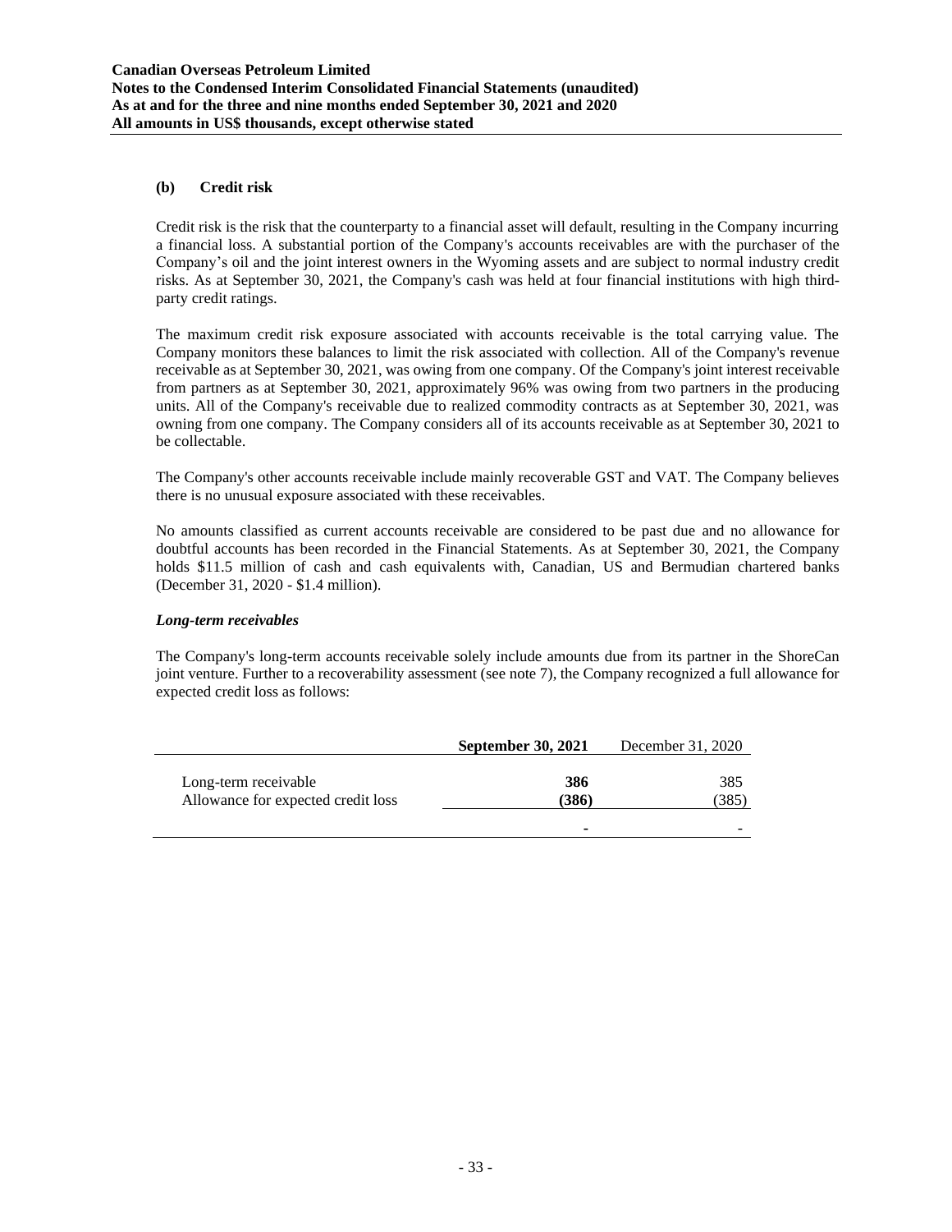### (b) Credit risk

Credit risk is the risk that the counterparty to a financial asset will default, resulting in the Company incurring a financial loss. A substantial portion of the Company's accounts receivables are with the purchaser of the Company's oil and the joint interest owners in the Wyoming assets and are subject to normal industry credit risks. As at September 30, 2021, the Company's cash was held at four financial institutions with high third-party credit ratings.

The maximum credit risk exposure associated with accounts receivable is the total carrying value. The Company monitors these balances to limit the risk associated with collection. All of the Company's revenue receivable as at September 30, 2021, was owing from one company. Of the Company's joint interest receivable from partners as at September 30, 2021, approximately 96% was owing from two partners in the producing units. All of the Company's receivable due to realized commodity contracts as at September 30, 2021, was owning from one company. The Company considers all of its accounts receivable as at September 30, 2021 to be collectable.

The Company's other accounts receivable include mainly recoverable GST and VAT. The Company believes there is no unusual exposure associated with these receivables.

No amounts classified as current accounts receivable are considered to be past due and no allowance for doubtful accounts has been recorded in the Financial Statements. As at September 30, 2021, the Company holds $11.5 million of cash and cash equivalents with, Canadian, US and Bermudian chartered banks (December 31, 2020 - $1.4 million).

***Long-term receivables***

The Company's long-term accounts receivable solely include amounts due from its partner in the ShoreCan joint venture. Further to a recoverability assessment (see note 7), the Company recognized a full allowance for expected credit loss as follows:

| | **September 30, 2021** | December 31, 2020 |
|---|---|---|
| Long-term receivable | **386** | 385 |
| Allowance for expected credit loss | **(386)** | (385) |
| | **-** | - |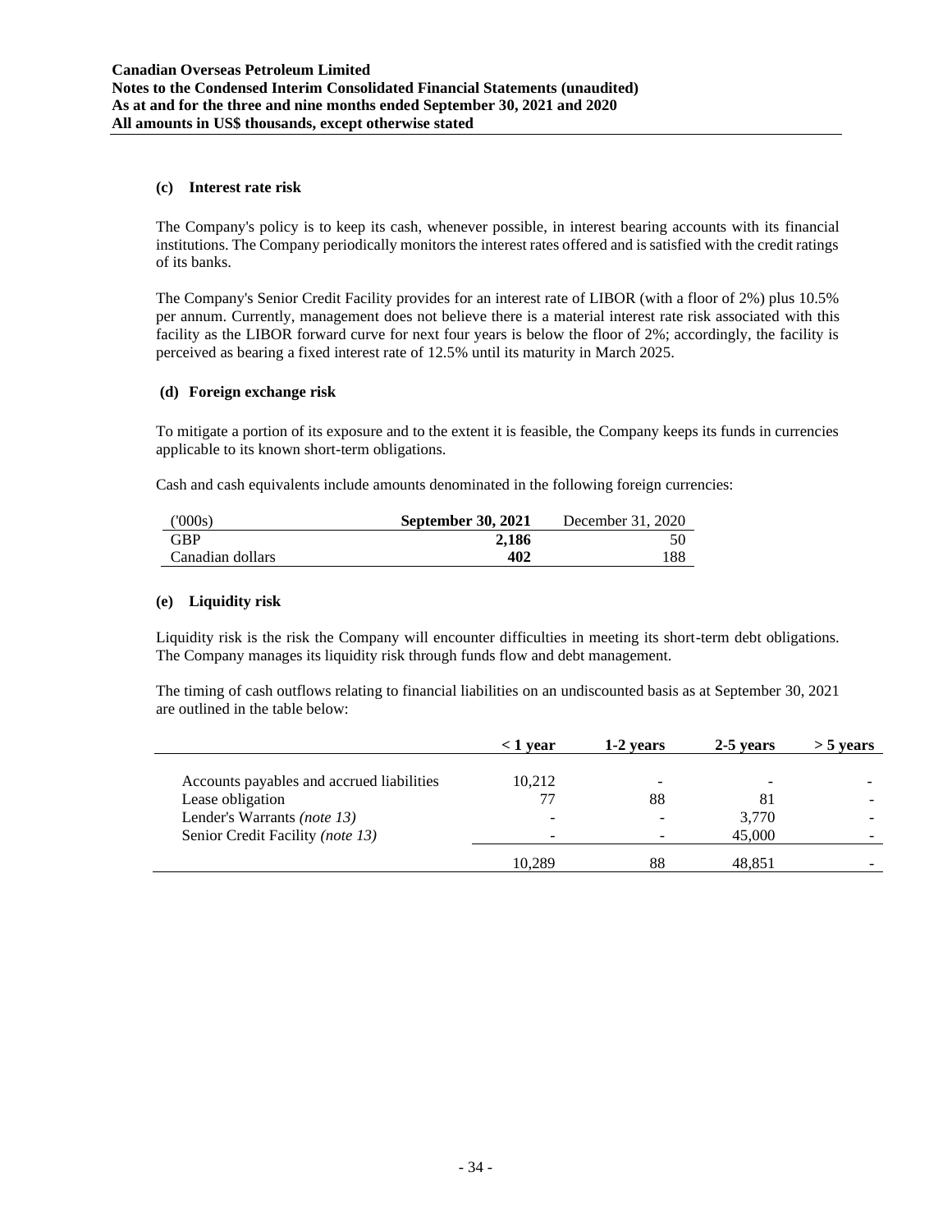### (c) Interest rate risk

The Company's policy is to keep its cash, whenever possible, in interest bearing accounts with its financial institutions. The Company periodically monitors the interest rates offered and is satisfied with the credit ratings of its banks.

The Company's Senior Credit Facility provides for an interest rate of LIBOR (with a floor of 2%) plus 10.5% per annum. Currently, management does not believe there is a material interest rate risk associated with this facility as the LIBOR forward curve for next four years is below the floor of 2%; accordingly, the facility is perceived as bearing a fixed interest rate of 12.5% until its maturity in March 2025.

### (d) Foreign exchange risk

To mitigate a portion of its exposure and to the extent it is feasible, the Company keeps its funds in currencies applicable to its known short-term obligations.

Cash and cash equivalents include amounts denominated in the following foreign currencies:

| ('000s) | **September 30, 2021** | December 31, 2020 |
|---|---|---|
| GBP | **2,186** | 50 |
| Canadian dollars | **402** | 188 |

### (e) Liquidity risk

Liquidity risk is the risk the Company will encounter difficulties in meeting its short-term debt obligations. The Company manages its liquidity risk through funds flow and debt management.

The timing of cash outflows relating to financial liabilities on an undiscounted basis as at September 30, 2021 are outlined in the table below:

| | **< 1 year** | **1-2 years** | **2-5 years** | **> 5 years** |
|---|---|---|---|---|
| Accounts payables and accrued liabilities | 10,212 | - | - | - |
| Lease obligation | 77 | 88 | 81 | - |
| Lender's Warrants *(note 13)* | - | - | 3,770 | - |
| Senior Credit Facility *(note 13)* | - | - | 45,000 | - |
| | 10,289 | 88 | 48,851 | - |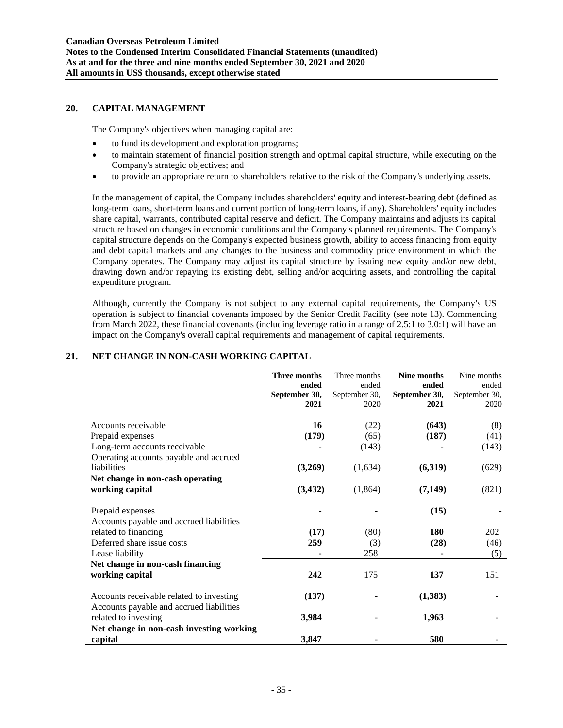## 20. CAPITAL MANAGEMENT

The Company's objectives when managing capital are:

- to fund its development and exploration programs;
- to maintain statement of financial position strength and optimal capital structure, while executing on the Company's strategic objectives; and
- to provide an appropriate return to shareholders relative to the risk of the Company's underlying assets.

In the management of capital, the Company includes shareholders' equity and interest-bearing debt (defined as long-term loans, short-term loans and current portion of long-term loans, if any). Shareholders' equity includes share capital, warrants, contributed capital reserve and deficit. The Company maintains and adjusts its capital structure based on changes in economic conditions and the Company's planned requirements. The Company's capital structure depends on the Company's expected business growth, ability to access financing from equity and debt capital markets and any changes to the business and commodity price environment in which the Company operates. The Company may adjust its capital structure by issuing new equity and/or new debt, drawing down and/or repaying its existing debt, selling and/or acquiring assets, and controlling the capital expenditure program.

Although, currently the Company is not subject to any external capital requirements, the Company's US operation is subject to financial covenants imposed by the Senior Credit Facility (see note 13). Commencing from March 2022, these financial covenants (including leverage ratio in a range of 2.5:1 to 3.0:1) will have an impact on the Company's overall capital requirements and management of capital requirements.

## 21. NET CHANGE IN NON-CASH WORKING CAPITAL

| | **Three months ended September 30, 2021** | Three months ended September 30, 2020 | **Nine months ended September 30, 2021** | Nine months ended September 30, 2020 |
|---|---|---|---|---|
| Accounts receivable | **16** | (22) | **(643)** | (8) |
| Prepaid expenses | **(179)** | (65) | **(187)** | (41) |
| Long-term accounts receivable | **-** | (143) | **-** | (143) |
| Operating accounts payable and accrued liabilities | **(3,269)** | (1,634) | **(6,319)** | (629) |
| **Net change in non-cash operating working capital** | **(3,432)** | (1,864) | **(7,149)** | (821) |
| Prepaid expenses | **-** | - | **(15)** | - |
| Accounts payable and accrued liabilities related to financing | **(17)** | (80) | **180** | 202 |
| Deferred share issue costs | **259** | (3) | **(28)** | (46) |
| Lease liability | **-** | 258 | **-** | (5) |
| **Net change in non-cash financing working capital** | **242** | 175 | **137** | 151 |
| Accounts receivable related to investing | **(137)** | - | **(1,383)** | - |
| Accounts payable and accrued liabilities related to investing | **3,984** | - | **1,963** | - |
| **Net change in non-cash investing working capital** | **3,847** | - | **580** | - |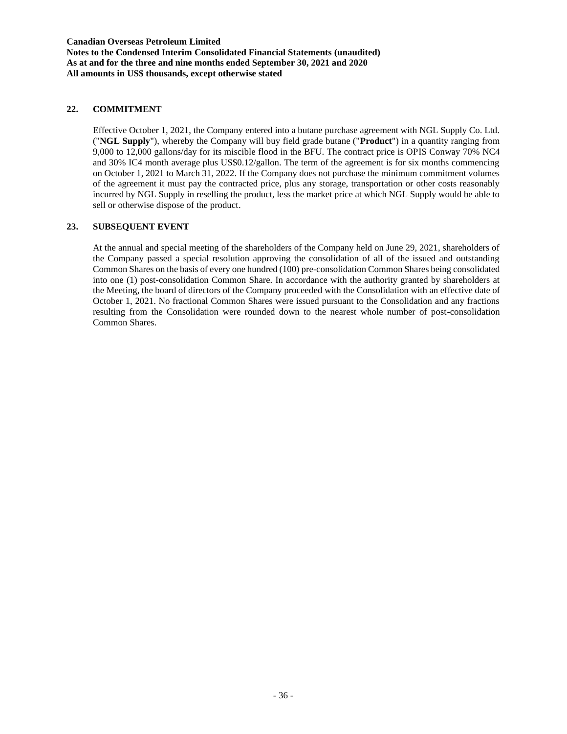## 22. COMMITMENT

Effective October 1, 2021, the Company entered into a butane purchase agreement with NGL Supply Co. Ltd. ("**NGL Supply**"), whereby the Company will buy field grade butane ("**Product**") in a quantity ranging from 9,000 to 12,000 gallons/day for its miscible flood in the BFU. The contract price is OPIS Conway 70% NC4 and 30% IC4 month average plus US$0.12/gallon. The term of the agreement is for six months commencing on October 1, 2021 to March 31, 2022. If the Company does not purchase the minimum commitment volumes of the agreement it must pay the contracted price, plus any storage, transportation or other costs reasonably incurred by NGL Supply in reselling the product, less the market price at which NGL Supply would be able to sell or otherwise dispose of the product.

## 23. SUBSEQUENT EVENT

At the annual and special meeting of the shareholders of the Company held on June 29, 2021, shareholders of the Company passed a special resolution approving the consolidation of all of the issued and outstanding Common Shares on the basis of every one hundred (100) pre-consolidation Common Shares being consolidated into one (1) post-consolidation Common Share. In accordance with the authority granted by shareholders at the Meeting, the board of directors of the Company proceeded with the Consolidation with an effective date of October 1, 2021. No fractional Common Shares were issued pursuant to the Consolidation and any fractions resulting from the Consolidation were rounded down to the nearest whole number of post-consolidation Common Shares.